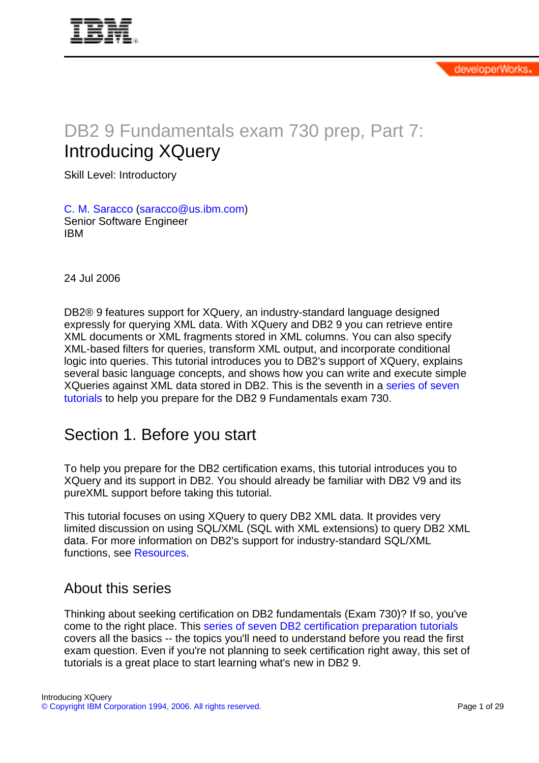# DB2 9 Fundamentals exam 730 prep, Part 7: Introducing XQuery

Skill Level: Introductory

C. M. Saracco (saracco@us.ibm.com)
Senior Software Engineer
IBM

24 Jul 2006

DB2® 9 features support for XQuery, an industry-standard language designed expressly for querying XML data. With XQuery and DB2 9 you can retrieve entire XML documents or XML fragments stored in XML columns. You can also specify XML-based filters for queries, transform XML output, and incorporate conditional logic into queries. This tutorial introduces you to DB2's support of XQuery, explains several basic language concepts, and shows how you can write and execute simple XQueries against XML data stored in DB2. This is the seventh in a series of seven tutorials to help you prepare for the DB2 9 Fundamentals exam 730.

## Section 1. Before you start

To help you prepare for the DB2 certification exams, this tutorial introduces you to XQuery and its support in DB2. You should already be familiar with DB2 V9 and its pureXML support before taking this tutorial.

This tutorial focuses on using XQuery to query DB2 XML data. It provides very limited discussion on using SQL/XML (SQL with XML extensions) to query DB2 XML data. For more information on DB2's support for industry-standard SQL/XML functions, see Resources.

### About this series

Thinking about seeking certification on DB2 fundamentals (Exam 730)? If so, you've come to the right place. This series of seven DB2 certification preparation tutorials covers all the basics -- the topics you'll need to understand before you read the first exam question. Even if you're not planning to seek certification right away, this set of tutorials is a great place to start learning what's new in DB2 9.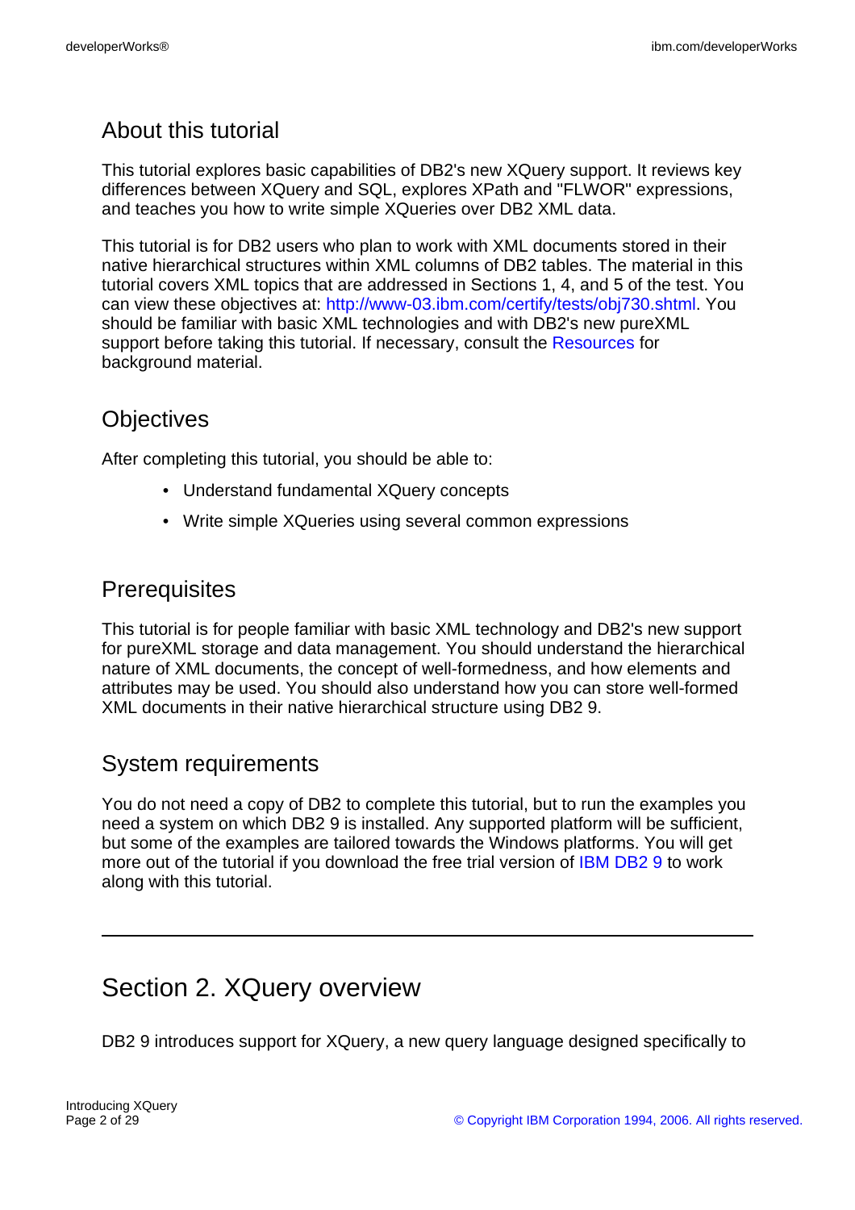## About this tutorial

This tutorial explores basic capabilities of DB2's new XQuery support. It reviews key differences between XQuery and SQL, explores XPath and "FLWOR" expressions, and teaches you how to write simple XQueries over DB2 XML data.

This tutorial is for DB2 users who plan to work with XML documents stored in their native hierarchical structures within XML columns of DB2 tables. The material in this tutorial covers XML topics that are addressed in Sections 1, 4, and 5 of the test. You can view these objectives at: http://www-03.ibm.com/certify/tests/obj730.shtml. You should be familiar with basic XML technologies and with DB2's new pureXML support before taking this tutorial. If necessary, consult the Resources for background material.

## Objectives

After completing this tutorial, you should be able to:

- Understand fundamental XQuery concepts
- Write simple XQueries using several common expressions

## Prerequisites

This tutorial is for people familiar with basic XML technology and DB2's new support for pureXML storage and data management. You should understand the hierarchical nature of XML documents, the concept of well-formedness, and how elements and attributes may be used. You should also understand how you can store well-formed XML documents in their native hierarchical structure using DB2 9.

## System requirements

You do not need a copy of DB2 to complete this tutorial, but to run the examples you need a system on which DB2 9 is installed. Any supported platform will be sufficient, but some of the examples are tailored towards the Windows platforms. You will get more out of the tutorial if you download the free trial version of IBM DB2 9 to work along with this tutorial.

---

# Section 2. XQuery overview

DB2 9 introduces support for XQuery, a new query language designed specifically to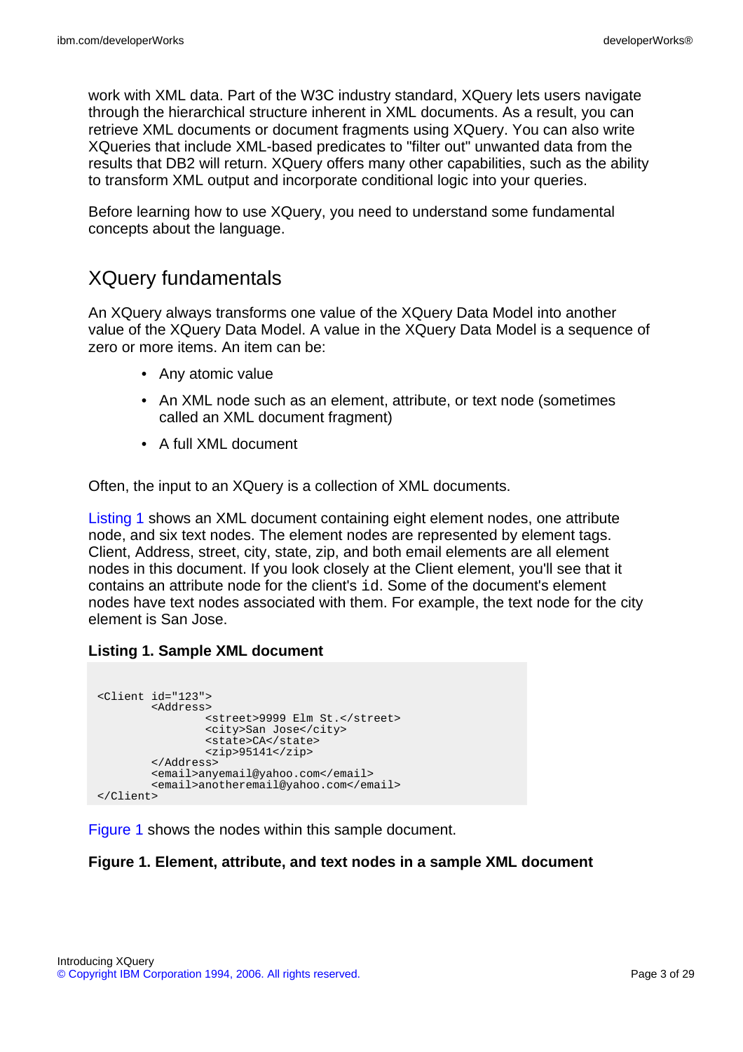work with XML data. Part of the W3C industry standard, XQuery lets users navigate through the hierarchical structure inherent in XML documents. As a result, you can retrieve XML documents or document fragments using XQuery. You can also write XQueries that include XML-based predicates to "filter out" unwanted data from the results that DB2 will return. XQuery offers many other capabilities, such as the ability to transform XML output and incorporate conditional logic into your queries.

Before learning how to use XQuery, you need to understand some fundamental concepts about the language.

## XQuery fundamentals

An XQuery always transforms one value of the XQuery Data Model into another value of the XQuery Data Model. A value in the XQuery Data Model is a sequence of zero or more items. An item can be:

- Any atomic value
- An XML node such as an element, attribute, or text node (sometimes called an XML document fragment)
- A full XML document

Often, the input to an XQuery is a collection of XML documents.

Listing 1 shows an XML document containing eight element nodes, one attribute node, and six text nodes. The element nodes are represented by element tags. Client, Address, street, city, state, zip, and both email elements are all element nodes in this document. If you look closely at the Client element, you'll see that it contains an attribute node for the client's `id`. Some of the document's element nodes have text nodes associated with them. For example, the text node for the city element is San Jose.

**Listing 1. Sample XML document**

```
<Client id="123">
        <Address>
                <street>9999 Elm St.</street>
                <city>San Jose</city>
                <state>CA</state>
                <zip>95141</zip>
        </Address>
        <email>anyemail@yahoo.com</email>
        <email>anotheremail@yahoo.com</email>
</Client>
```

Figure 1 shows the nodes within this sample document.

**Figure 1. Element, attribute, and text nodes in a sample XML document**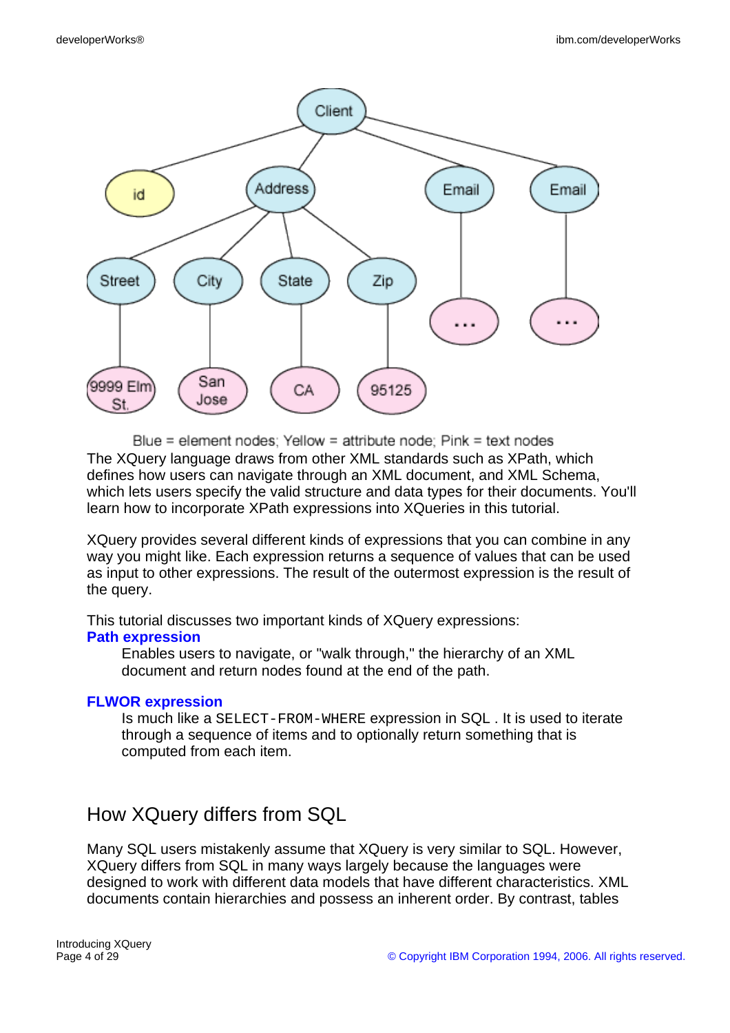Blue = element nodes; Yellow = attribute node; Pink = text nodes

The XQuery language draws from other XML standards such as XPath, which defines how users can navigate through an XML document, and XML Schema, which lets users specify the valid structure and data types for their documents. You'll learn how to incorporate XPath expressions into XQueries in this tutorial.

XQuery provides several different kinds of expressions that you can combine in any way you might like. Each expression returns a sequence of values that can be used as input to other expressions. The result of the outermost expression is the result of the query.

This tutorial discusses two important kinds of XQuery expressions:

**Path expression**
: Enables users to navigate, or "walk through," the hierarchy of an XML document and return nodes found at the end of the path.

**FLWOR expression**
: Is much like a `SELECT-FROM-WHERE` expression in SQL . It is used to iterate through a sequence of items and to optionally return something that is computed from each item.

## How XQuery differs from SQL

Many SQL users mistakenly assume that XQuery is very similar to SQL. However, XQuery differs from SQL in many ways largely because the languages were designed to work with different data models that have different characteristics. XML documents contain hierarchies and possess an inherent order. By contrast, tables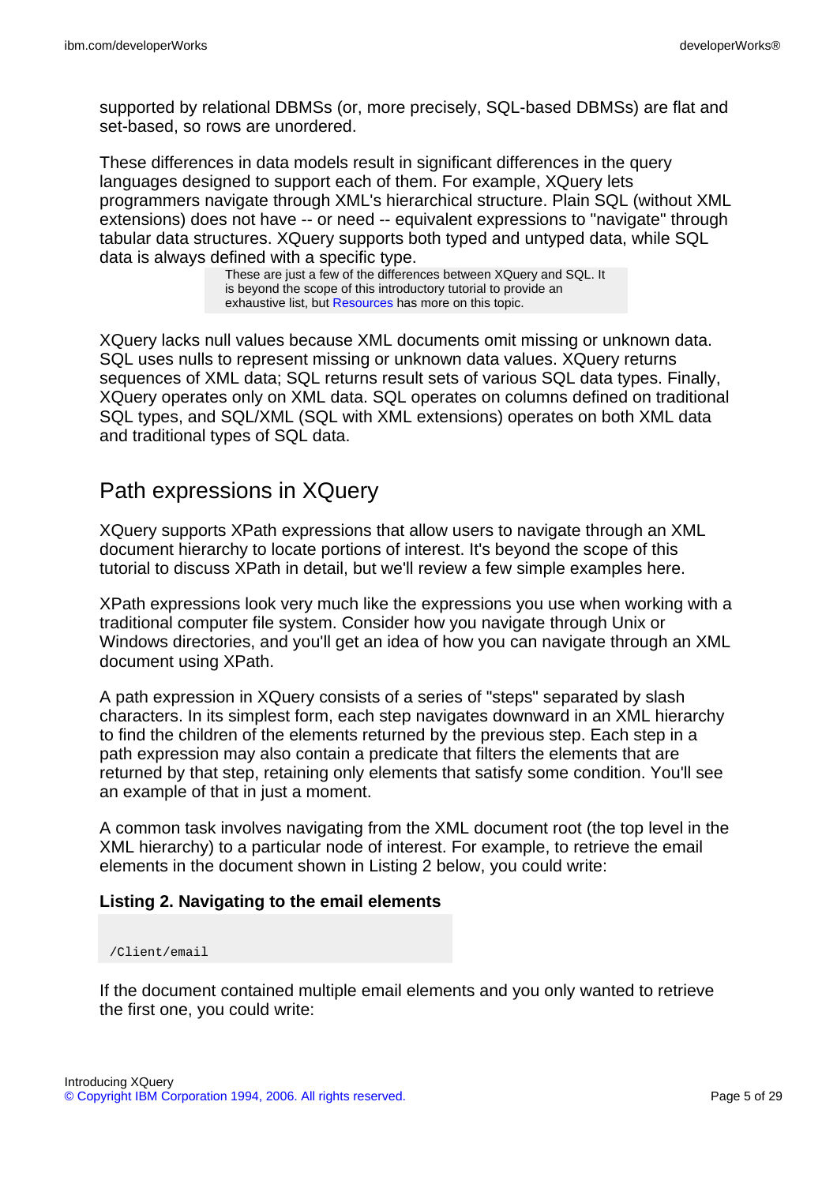supported by relational DBMSs (or, more precisely, SQL-based DBMSs) are flat and set-based, so rows are unordered.

These differences in data models result in significant differences in the query languages designed to support each of them. For example, XQuery lets programmers navigate through XML's hierarchical structure. Plain SQL (without XML extensions) does not have -- or need -- equivalent expressions to "navigate" through tabular data structures. XQuery supports both typed and untyped data, while SQL data is always defined with a specific type.

> These are just a few of the differences between XQuery and SQL. It is beyond the scope of this introductory tutorial to provide an exhaustive list, but Resources has more on this topic.

XQuery lacks null values because XML documents omit missing or unknown data. SQL uses nulls to represent missing or unknown data values. XQuery returns sequences of XML data; SQL returns result sets of various SQL data types. Finally, XQuery operates only on XML data. SQL operates on columns defined on traditional SQL types, and SQL/XML (SQL with XML extensions) operates on both XML data and traditional types of SQL data.

## Path expressions in XQuery

XQuery supports XPath expressions that allow users to navigate through an XML document hierarchy to locate portions of interest. It's beyond the scope of this tutorial to discuss XPath in detail, but we'll review a few simple examples here.

XPath expressions look very much like the expressions you use when working with a traditional computer file system. Consider how you navigate through Unix or Windows directories, and you'll get an idea of how you can navigate through an XML document using XPath.

A path expression in XQuery consists of a series of "steps" separated by slash characters. In its simplest form, each step navigates downward in an XML hierarchy to find the children of the elements returned by the previous step. Each step in a path expression may also contain a predicate that filters the elements that are returned by that step, retaining only elements that satisfy some condition. You'll see an example of that in just a moment.

A common task involves navigating from the XML document root (the top level in the XML hierarchy) to a particular node of interest. For example, to retrieve the email elements in the document shown in Listing 2 below, you could write:

**Listing 2. Navigating to the email elements**

```
/Client/email
```

If the document contained multiple email elements and you only wanted to retrieve the first one, you could write: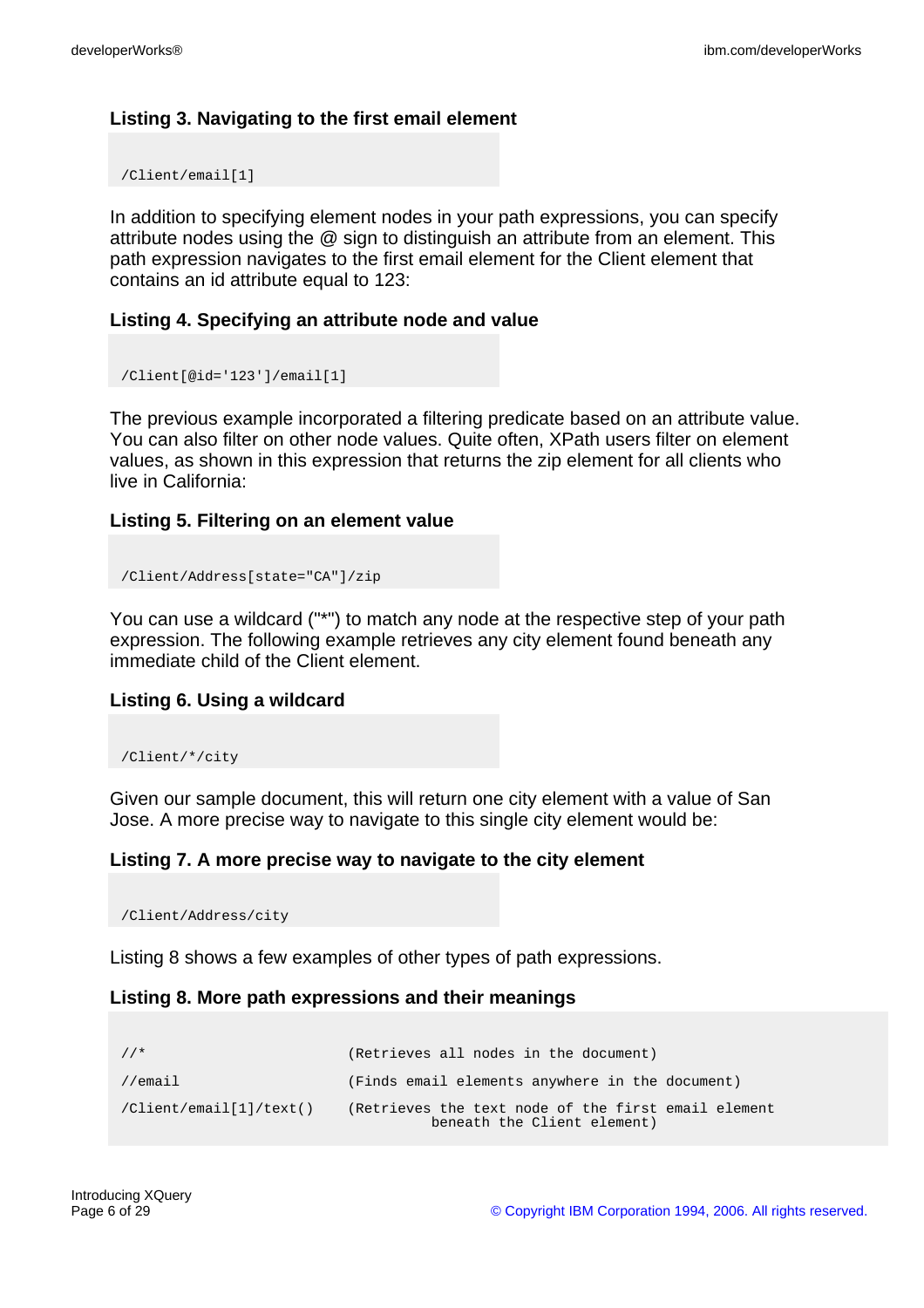#### Listing 3. Navigating to the first email element

```
/Client/email[1]
```

In addition to specifying element nodes in your path expressions, you can specify attribute nodes using the @ sign to distinguish an attribute from an element. This path expression navigates to the first email element for the Client element that contains an id attribute equal to 123:

#### Listing 4. Specifying an attribute node and value

```
/Client[@id='123']/email[1]
```

The previous example incorporated a filtering predicate based on an attribute value. You can also filter on other node values. Quite often, XPath users filter on element values, as shown in this expression that returns the zip element for all clients who live in California:

#### Listing 5. Filtering on an element value

```
/Client/Address[state="CA"]/zip
```

You can use a wildcard ("*") to match any node at the respective step of your path expression. The following example retrieves any city element found beneath any immediate child of the Client element.

#### Listing 6. Using a wildcard

```
/Client/*/city
```

Given our sample document, this will return one city element with a value of San Jose. A more precise way to navigate to this single city element would be:

#### Listing 7. A more precise way to navigate to the city element

```
/Client/Address/city
```

Listing 8 shows a few examples of other types of path expressions.

#### Listing 8. More path expressions and their meanings

```
//*                        (Retrieves all nodes in the document)
//email                    (Finds email elements anywhere in the document)
/Client/email[1]/text()    (Retrieves the text node of the first email element
                                    beneath the Client element)
```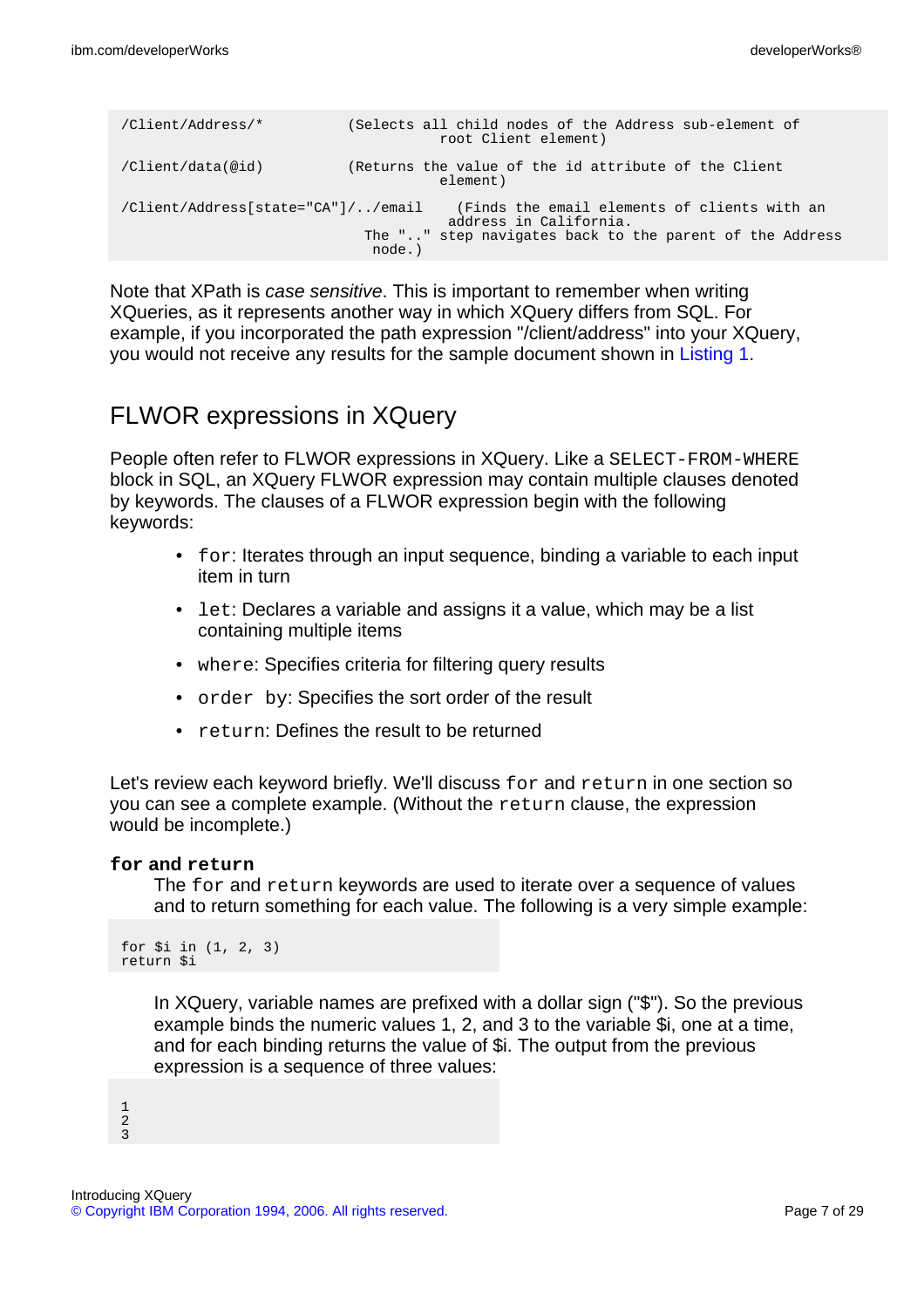```
/Client/Address/*          (Selects all child nodes of the Address sub-element of
                                root Client element)

/Client/data(@id)          (Returns the value of the id attribute of the Client
                                element)

/Client/Address[state="CA"]/../email    (Finds the email elements of clients with an
                                 address in California.
                              The ".." step navigates back to the parent of the Address
                               node.)
```

Note that XPath is *case sensitive*. This is important to remember when writing XQueries, as it represents another way in which XQuery differs from SQL. For example, if you incorporated the path expression "/client/address" into your XQuery, you would not receive any results for the sample document shown in Listing 1.

## FLWOR expressions in XQuery

People often refer to FLWOR expressions in XQuery. Like a `SELECT-FROM-WHERE` block in SQL, an XQuery FLWOR expression may contain multiple clauses denoted by keywords. The clauses of a FLWOR expression begin with the following keywords:

- `for`: Iterates through an input sequence, binding a variable to each input item in turn
- `let`: Declares a variable and assigns it a value, which may be a list containing multiple items
- `where`: Specifies criteria for filtering query results
- `order by`: Specifies the sort order of the result
- `return`: Defines the result to be returned

Let's review each keyword briefly. We'll discuss `for` and `return` in one section so you can see a complete example. (Without the `return` clause, the expression would be incomplete.)

**`for` and `return`**

The `for` and `return` keywords are used to iterate over a sequence of values and to return something for each value. The following is a very simple example:

```
for $i in (1, 2, 3)
return $i
```

In XQuery, variable names are prefixed with a dollar sign ("$"). So the previous example binds the numeric values 1, 2, and 3 to the variable $i, one at a time, and for each binding returns the value of $i. The output from the previous expression is a sequence of three values:

```
1
2
3
```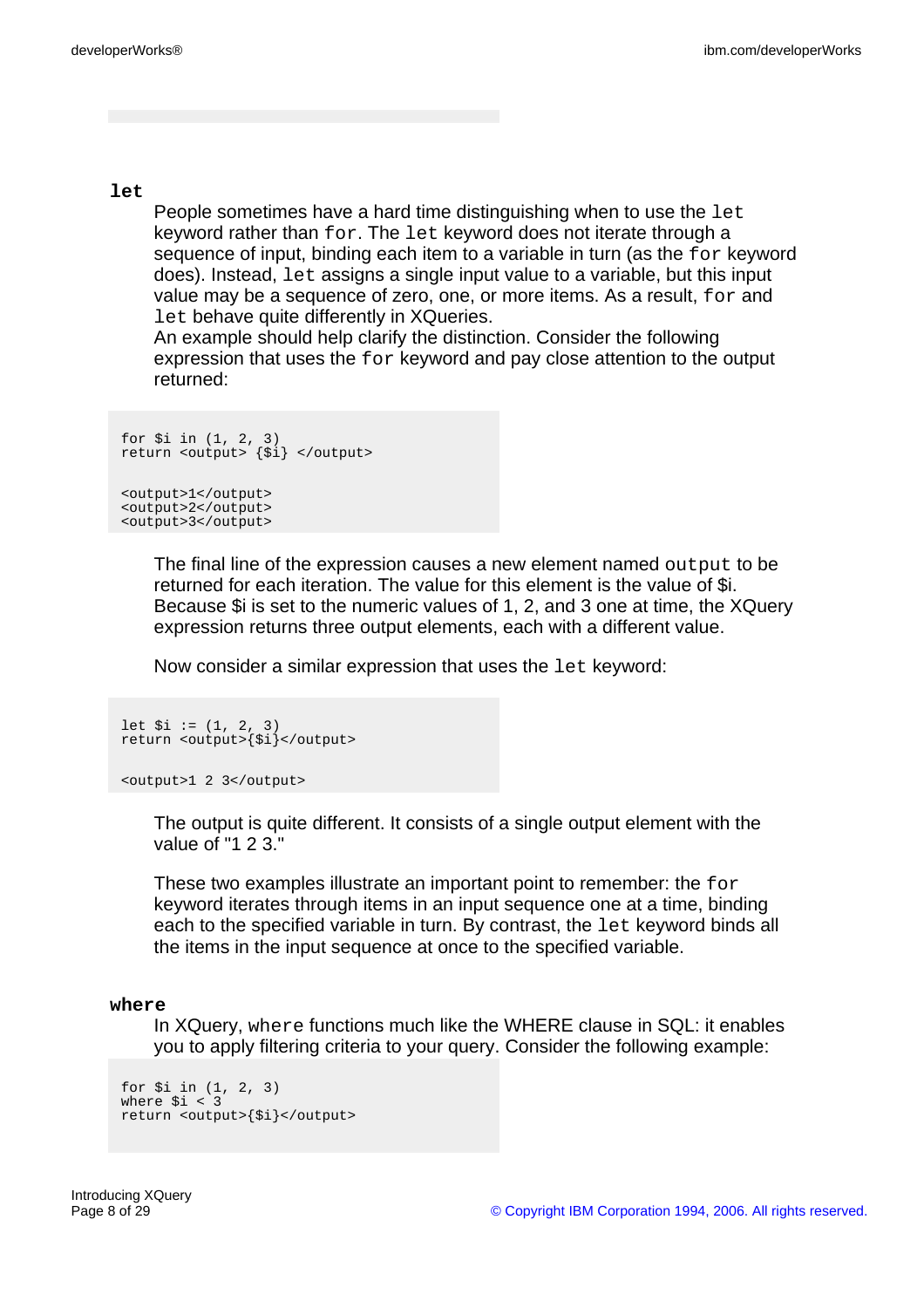**`let`**

People sometimes have a hard time distinguishing when to use the `let` keyword rather than `for`. The `let` keyword does not iterate through a sequence of input, binding each item to a variable in turn (as the `for` keyword does). Instead, `let` assigns a single input value to a variable, but this input value may be a sequence of zero, one, or more items. As a result, `for` and `let` behave quite differently in XQueries.

An example should help clarify the distinction. Consider the following expression that uses the `for` keyword and pay close attention to the output returned:

```
for $i in (1, 2, 3)
return <output> {$i} </output>


<output>1</output>
<output>2</output>
<output>3</output>
```

The final line of the expression causes a new element named `output` to be returned for each iteration. The value for this element is the value of $i. Because $i is set to the numeric values of 1, 2, and 3 one at time, the XQuery expression returns three output elements, each with a different value.

Now consider a similar expression that uses the `let` keyword:

```
let $i := (1, 2, 3)
return <output>{$i}</output>


<output>1 2 3</output>
```

The output is quite different. It consists of a single output element with the value of "1 2 3."

These two examples illustrate an important point to remember: the `for` keyword iterates through items in an input sequence one at a time, binding each to the specified variable in turn. By contrast, the `let` keyword binds all the items in the input sequence at once to the specified variable.

**`where`**

In XQuery, `where` functions much like the WHERE clause in SQL: it enables you to apply filtering criteria to your query. Consider the following example:

```
for $i in (1, 2, 3)
where $i < 3
return <output>{$i}</output>
```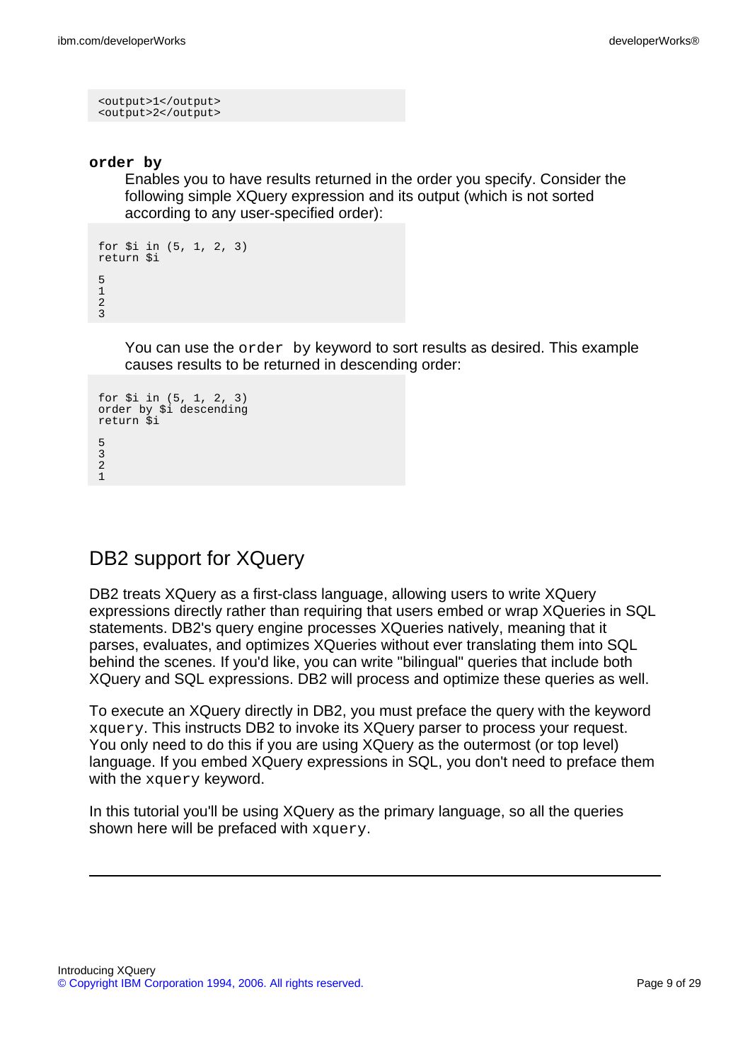```
<output>1</output>
<output>2</output>
```

**`order by`**

Enables you to have results returned in the order you specify. Consider the following simple XQuery expression and its output (which is not sorted according to any user-specified order):

```
for $i in (5, 1, 2, 3)
return $i

5
1
2
3
```

You can use the `order by` keyword to sort results as desired. This example causes results to be returned in descending order:

```
for $i in (5, 1, 2, 3)
order by $i descending
return $i

5
3
2
1
```

## DB2 support for XQuery

DB2 treats XQuery as a first-class language, allowing users to write XQuery expressions directly rather than requiring that users embed or wrap XQueries in SQL statements. DB2's query engine processes XQueries natively, meaning that it parses, evaluates, and optimizes XQueries without ever translating them into SQL behind the scenes. If you'd like, you can write "bilingual" queries that include both XQuery and SQL expressions. DB2 will process and optimize these queries as well.

To execute an XQuery directly in DB2, you must preface the query with the keyword `xquery`. This instructs DB2 to invoke its XQuery parser to process your request. You only need to do this if you are using XQuery as the outermost (or top level) language. If you embed XQuery expressions in SQL, you don't need to preface them with the `xquery` keyword.

In this tutorial you'll be using XQuery as the primary language, so all the queries shown here will be prefaced with `xquery`.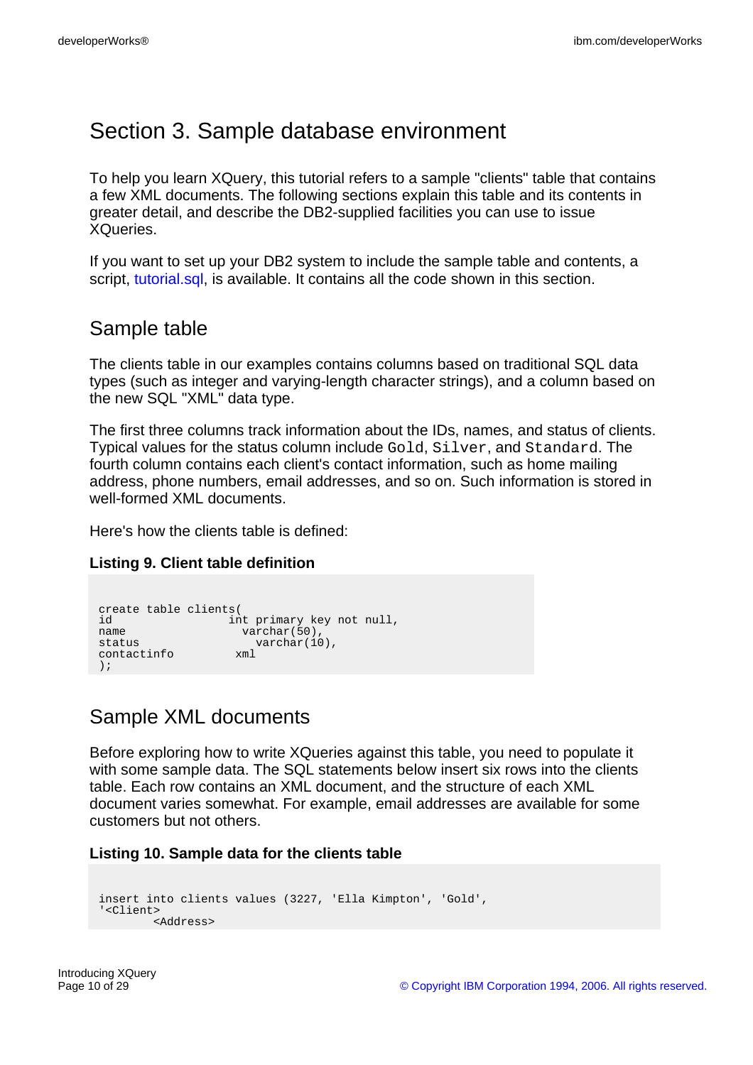# Section 3. Sample database environment

To help you learn XQuery, this tutorial refers to a sample "clients" table that contains a few XML documents. The following sections explain this table and its contents in greater detail, and describe the DB2-supplied facilities you can use to issue XQueries.

If you want to set up your DB2 system to include the sample table and contents, a script, tutorial.sql, is available. It contains all the code shown in this section.

## Sample table

The clients table in our examples contains columns based on traditional SQL data types (such as integer and varying-length character strings), and a column based on the new SQL "XML" data type.

The first three columns track information about the IDs, names, and status of clients. Typical values for the status column include `Gold`, `Silver`, and `Standard`. The fourth column contains each client's contact information, such as home mailing address, phone numbers, email addresses, and so on. Such information is stored in well-formed XML documents.

Here's how the clients table is defined:

**Listing 9. Client table definition**

```
create table clients(
id                   int primary key not null,
name                   varchar(50),
status                   varchar(10),
contactinfo           xml
);
```

## Sample XML documents

Before exploring how to write XQueries against this table, you need to populate it with some sample data. The SQL statements below insert six rows into the clients table. Each row contains an XML document, and the structure of each XML document varies somewhat. For example, email addresses are available for some customers but not others.

**Listing 10. Sample data for the clients table**

```
insert into clients values (3227, 'Ella Kimpton', 'Gold',
'<Client>
        <Address>
```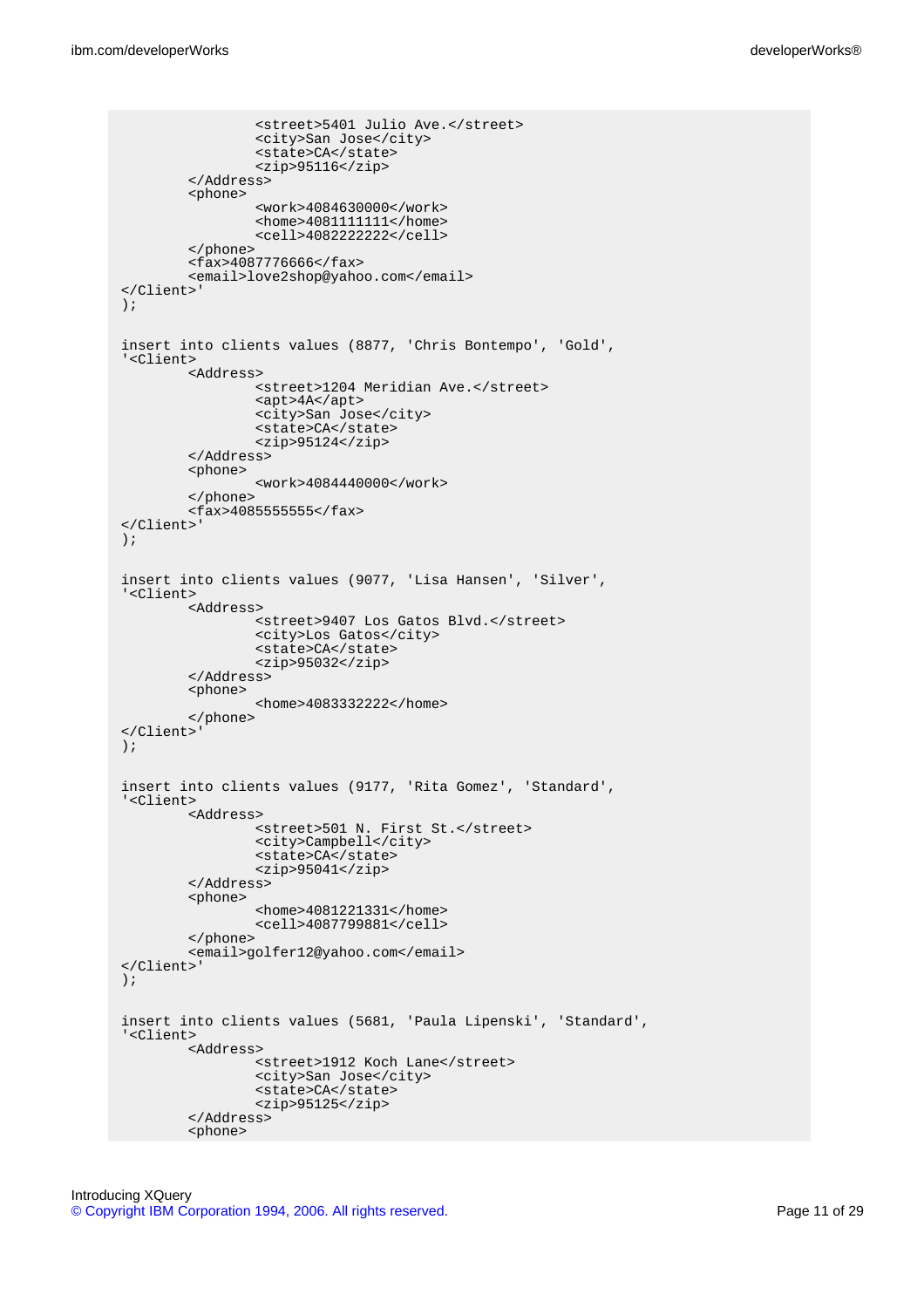```
                <street>5401 Julio Ave.</street>
                <city>San Jose</city>
                <state>CA</state>
                <zip>95116</zip>
        </Address>
        <phone>
                <work>4084630000</work>
                <home>4081111111</home>
                <cell>4082222222</cell>
        </phone>
        <fax>4087776666</fax>
        <email>love2shop@yahoo.com</email>
</Client>'
);


insert into clients values (8877, 'Chris Bontempo', 'Gold',
'<Client>
        <Address>
                <street>1204 Meridian Ave.</street>
                <apt>4A</apt>
                <city>San Jose</city>
                <state>CA</state>
                <zip>95124</zip>
        </Address>
        <phone>
                <work>4084440000</work>
        </phone>
        <fax>4085555555</fax>
</Client>'
);


insert into clients values (9077, 'Lisa Hansen', 'Silver',
'<Client>
        <Address>
                <street>9407 Los Gatos Blvd.</street>
                <city>Los Gatos</city>
                <state>CA</state>
                <zip>95032</zip>
        </Address>
        <phone>
                <home>4083332222</home>
        </phone>
</Client>'
);


insert into clients values (9177, 'Rita Gomez', 'Standard',
'<Client>
        <Address>
                <street>501 N. First St.</street>
                <city>Campbell</city>
                <state>CA</state>
                <zip>95041</zip>
        </Address>
        <phone>
                <home>4081221331</home>
                <cell>4087799881</cell>
        </phone>
        <email>golfer12@yahoo.com</email>
</Client>'
);


insert into clients values (5681, 'Paula Lipenski', 'Standard',
'<Client>
        <Address>
                <street>1912 Koch Lane</street>
                <city>San Jose</city>
                <state>CA</state>
                <zip>95125</zip>
        </Address>
        <phone>
```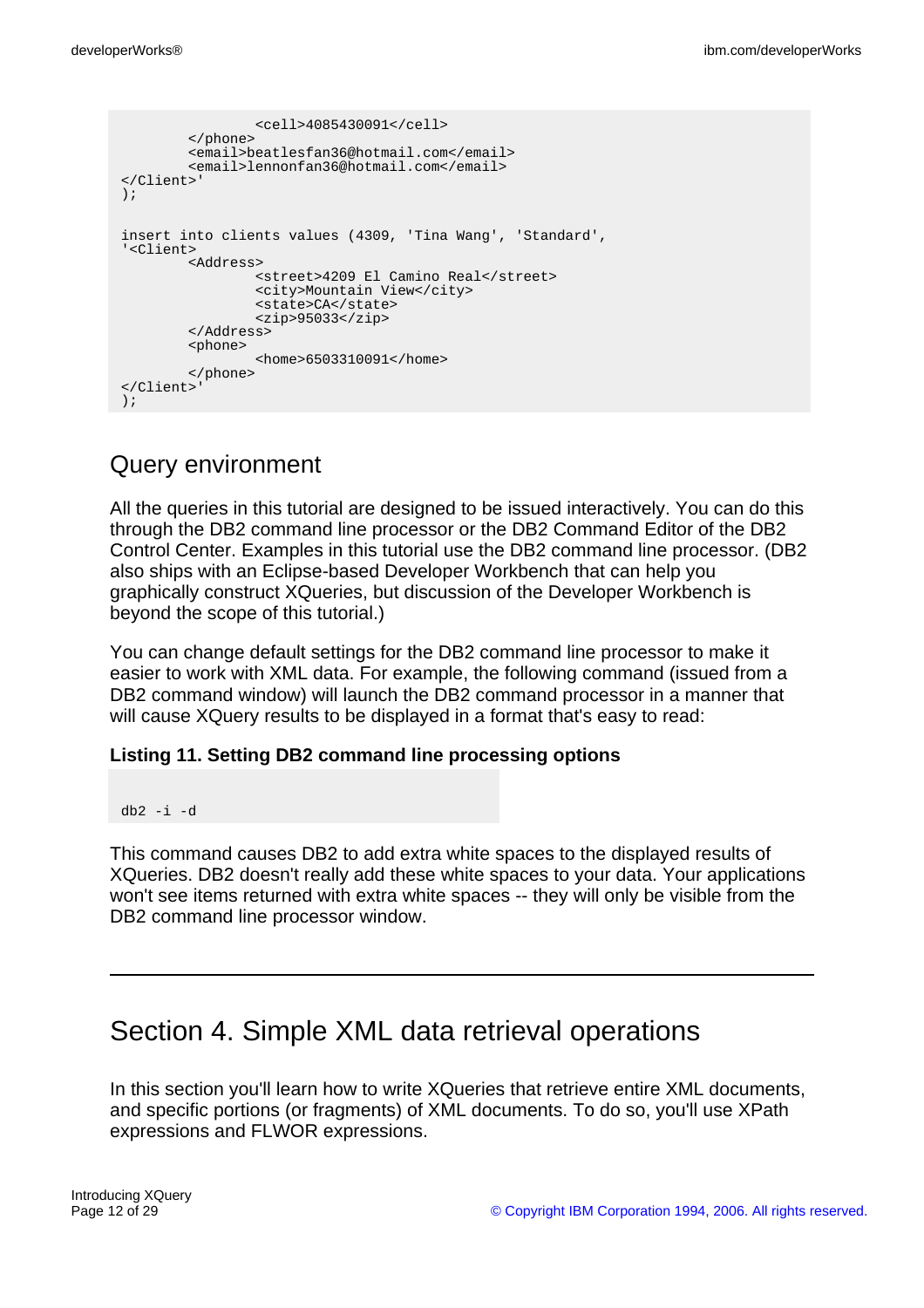```
                <cell>4085430091</cell>
        </phone>
        <email>beatlesfan36@hotmail.com</email>
        <email>lennonfan36@hotmail.com</email>
</Client>'
);

insert into clients values (4309, 'Tina Wang', 'Standard',
'<Client>
        <Address>
                <street>4209 El Camino Real</street>
                <city>Mountain View</city>
                <state>CA</state>
                <zip>95033</zip>
        </Address>
        <phone>
                <home>6503310091</home>
        </phone>
</Client>'
);
```

## Query environment

All the queries in this tutorial are designed to be issued interactively. You can do this through the DB2 command line processor or the DB2 Command Editor of the DB2 Control Center. Examples in this tutorial use the DB2 command line processor. (DB2 also ships with an Eclipse-based Developer Workbench that can help you graphically construct XQueries, but discussion of the Developer Workbench is beyond the scope of this tutorial.)

You can change default settings for the DB2 command line processor to make it easier to work with XML data. For example, the following command (issued from a DB2 command window) will launch the DB2 command processor in a manner that will cause XQuery results to be displayed in a format that's easy to read:

### Listing 11. Setting DB2 command line processing options

```
db2 -i -d
```

This command causes DB2 to add extra white spaces to the displayed results of XQueries. DB2 doesn't really add these white spaces to your data. Your applications won't see items returned with extra white spaces -- they will only be visible from the DB2 command line processor window.

# Section 4. Simple XML data retrieval operations

In this section you'll learn how to write XQueries that retrieve entire XML documents, and specific portions (or fragments) of XML documents. To do so, you'll use XPath expressions and FLWOR expressions.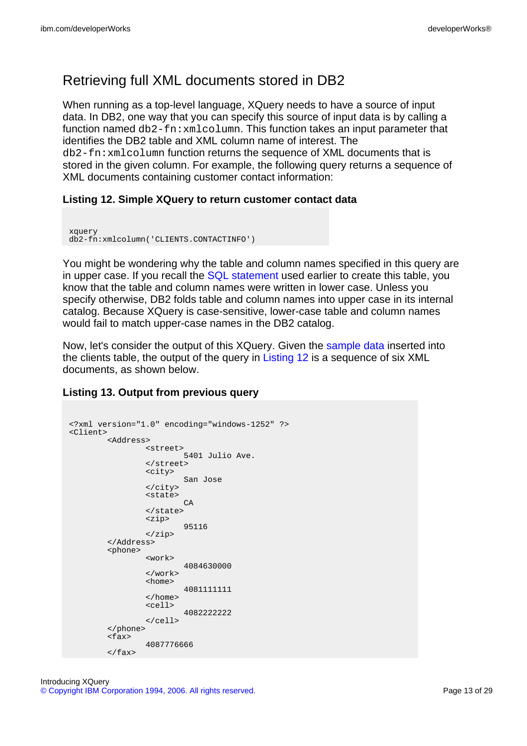## Retrieving full XML documents stored in DB2

When running as a top-level language, XQuery needs to have a source of input data. In DB2, one way that you can specify this source of input data is by calling a function named `db2-fn:xmlcolumn`. This function takes an input parameter that identifies the DB2 table and XML column name of interest. The `db2-fn:xmlcolumn` function returns the sequence of XML documents that is stored in the given column. For example, the following query returns a sequence of XML documents containing customer contact information:

**Listing 12. Simple XQuery to return customer contact data**

```
xquery
db2-fn:xmlcolumn('CLIENTS.CONTACTINFO')
```

You might be wondering why the table and column names specified in this query are in upper case. If you recall the SQL statement used earlier to create this table, you know that the table and column names were written in lower case. Unless you specify otherwise, DB2 folds table and column names into upper case in its internal catalog. Because XQuery is case-sensitive, lower-case table and column names would fail to match upper-case names in the DB2 catalog.

Now, let's consider the output of this XQuery. Given the sample data inserted into the clients table, the output of the query in Listing 12 is a sequence of six XML documents, as shown below.

**Listing 13. Output from previous query**

```
<?xml version="1.0" encoding="windows-1252" ?>
<Client>
        <Address>
                <street>
                        5401 Julio Ave.
                </street>
                <city>
                        San Jose
                </city>
                <state>
                        CA
                </state>
                <zip>
                        95116
                </zip>
        </Address>
        <phone>
                <work>
                        4084630000
                </work>
                <home>
                        4081111111
                </home>
                <cell>
                        4082222222
                </cell>
        </phone>
        <fax>
                4087776666
        </fax>
```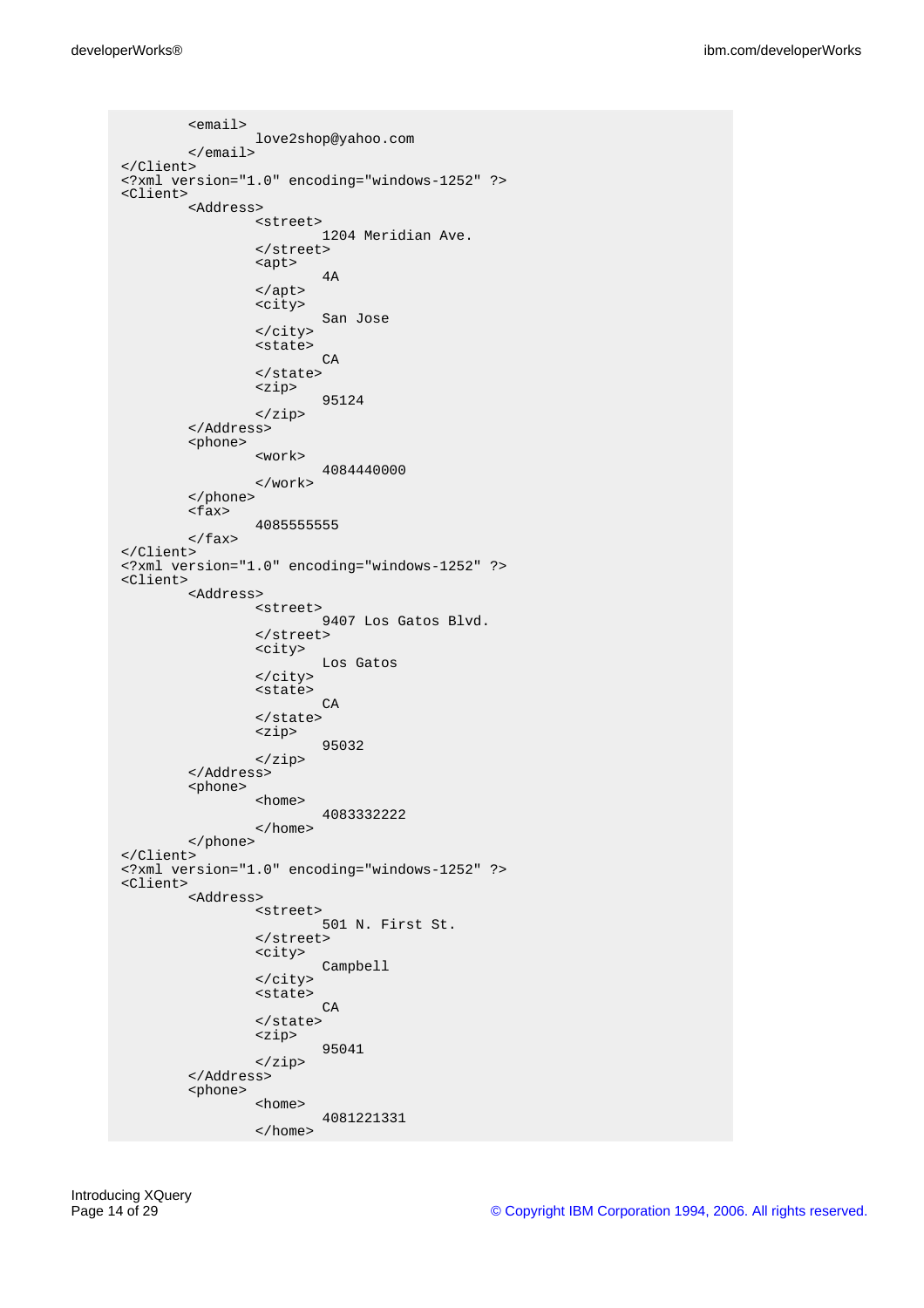```
        <email>
                love2shop@yahoo.com
        </email>
</Client>
<?xml version="1.0" encoding="windows-1252" ?>
<Client>
        <Address>
                <street>
                        1204 Meridian Ave.
                </street>
                <apt>
                        4A
                </apt>
                <city>
                        San Jose
                </city>
                <state>
                        CA
                </state>
                <zip>
                        95124
                </zip>
        </Address>
        <phone>
                <work>
                        4084440000
                </work>
        </phone>
        <fax>
                4085555555
        </fax>
</Client>
<?xml version="1.0" encoding="windows-1252" ?>
<Client>
        <Address>
                <street>
                        9407 Los Gatos Blvd.
                </street>
                <city>
                        Los Gatos
                </city>
                <state>
                        CA
                </state>
                <zip>
                        95032
                </zip>
        </Address>
        <phone>
                <home>
                        4083332222
                </home>
        </phone>
</Client>
<?xml version="1.0" encoding="windows-1252" ?>
<Client>
        <Address>
                <street>
                        501 N. First St.
                </street>
                <city>
                        Campbell
                </city>
                <state>
                        CA
                </state>
                <zip>
                        95041
                </zip>
        </Address>
        <phone>
                <home>
                        4081221331
                </home>
```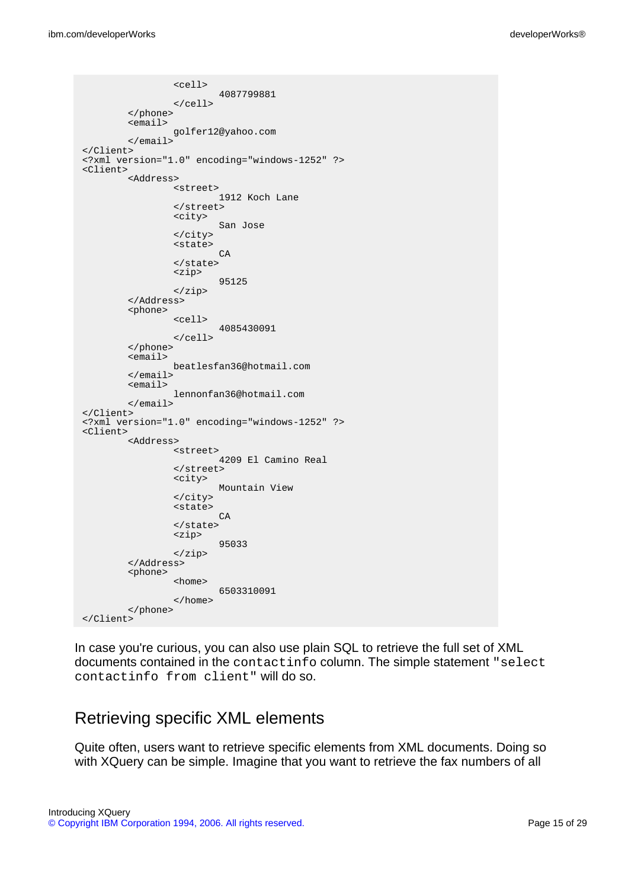```
                <cell>
                        4087799881
                </cell>
        </phone>
        <email>
                golfer12@yahoo.com
        </email>
</Client>
<?xml version="1.0" encoding="windows-1252" ?>
<Client>
        <Address>
                <street>
                        1912 Koch Lane
                </street>
                <city>
                        San Jose
                </city>
                <state>
                        CA
                </state>
                <zip>
                        95125
                </zip>
        </Address>
        <phone>
                <cell>
                        4085430091
                </cell>
        </phone>
        <email>
                beatlesfan36@hotmail.com
        </email>
        <email>
                lennonfan36@hotmail.com
        </email>
</Client>
<?xml version="1.0" encoding="windows-1252" ?>
<Client>
        <Address>
                <street>
                        4209 El Camino Real
                </street>
                <city>
                        Mountain View
                </city>
                <state>
                        CA
                </state>
                <zip>
                        95033
                </zip>
        </Address>
        <phone>
                <home>
                        6503310091
                </home>
        </phone>
</Client>
```

In case you're curious, you can also use plain SQL to retrieve the full set of XML documents contained in the `contactinfo` column. The simple statement "`select contactinfo from client`" will do so.

## Retrieving specific XML elements

Quite often, users want to retrieve specific elements from XML documents. Doing so with XQuery can be simple. Imagine that you want to retrieve the fax numbers of all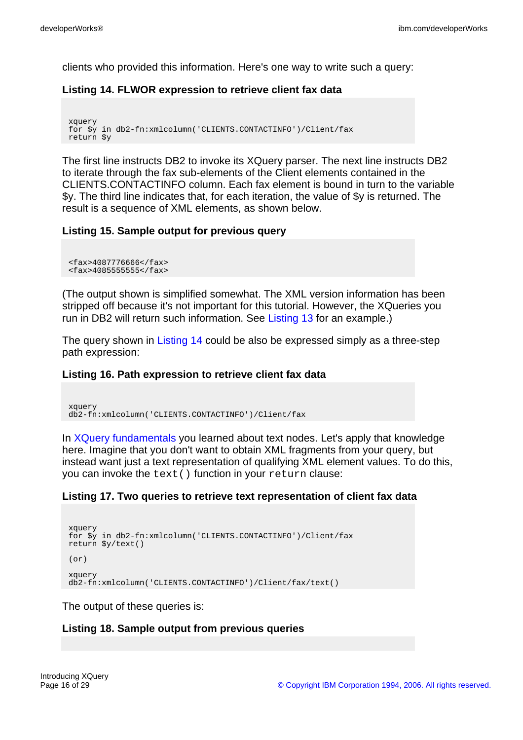clients who provided this information. Here's one way to write such a query:

**Listing 14. FLWOR expression to retrieve client fax data**

```
xquery
for $y in db2-fn:xmlcolumn('CLIENTS.CONTACTINFO')/Client/fax
return $y
```

The first line instructs DB2 to invoke its XQuery parser. The next line instructs DB2 to iterate through the fax sub-elements of the Client elements contained in the CLIENTS.CONTACTINFO column. Each fax element is bound in turn to the variable $y. The third line indicates that, for each iteration, the value of $y is returned. The result is a sequence of XML elements, as shown below.

**Listing 15. Sample output for previous query**

```
<fax>4087776666</fax>
<fax>4085555555</fax>
```

(The output shown is simplified somewhat. The XML version information has been stripped off because it's not important for this tutorial. However, the XQueries you run in DB2 will return such information. See Listing 13 for an example.)

The query shown in Listing 14 could be also be expressed simply as a three-step path expression:

**Listing 16. Path expression to retrieve client fax data**

```
xquery
db2-fn:xmlcolumn('CLIENTS.CONTACTINFO')/Client/fax
```

In XQuery fundamentals you learned about text nodes. Let's apply that knowledge here. Imagine that you don't want to obtain XML fragments from your query, but instead want just a text representation of qualifying XML element values. To do this, you can invoke the `text()` function in your `return` clause:

**Listing 17. Two queries to retrieve text representation of client fax data**

```
xquery
for $y in db2-fn:xmlcolumn('CLIENTS.CONTACTINFO')/Client/fax
return $y/text()

(or)

xquery
db2-fn:xmlcolumn('CLIENTS.CONTACTINFO')/Client/fax/text()
```

The output of these queries is:

**Listing 18. Sample output from previous queries**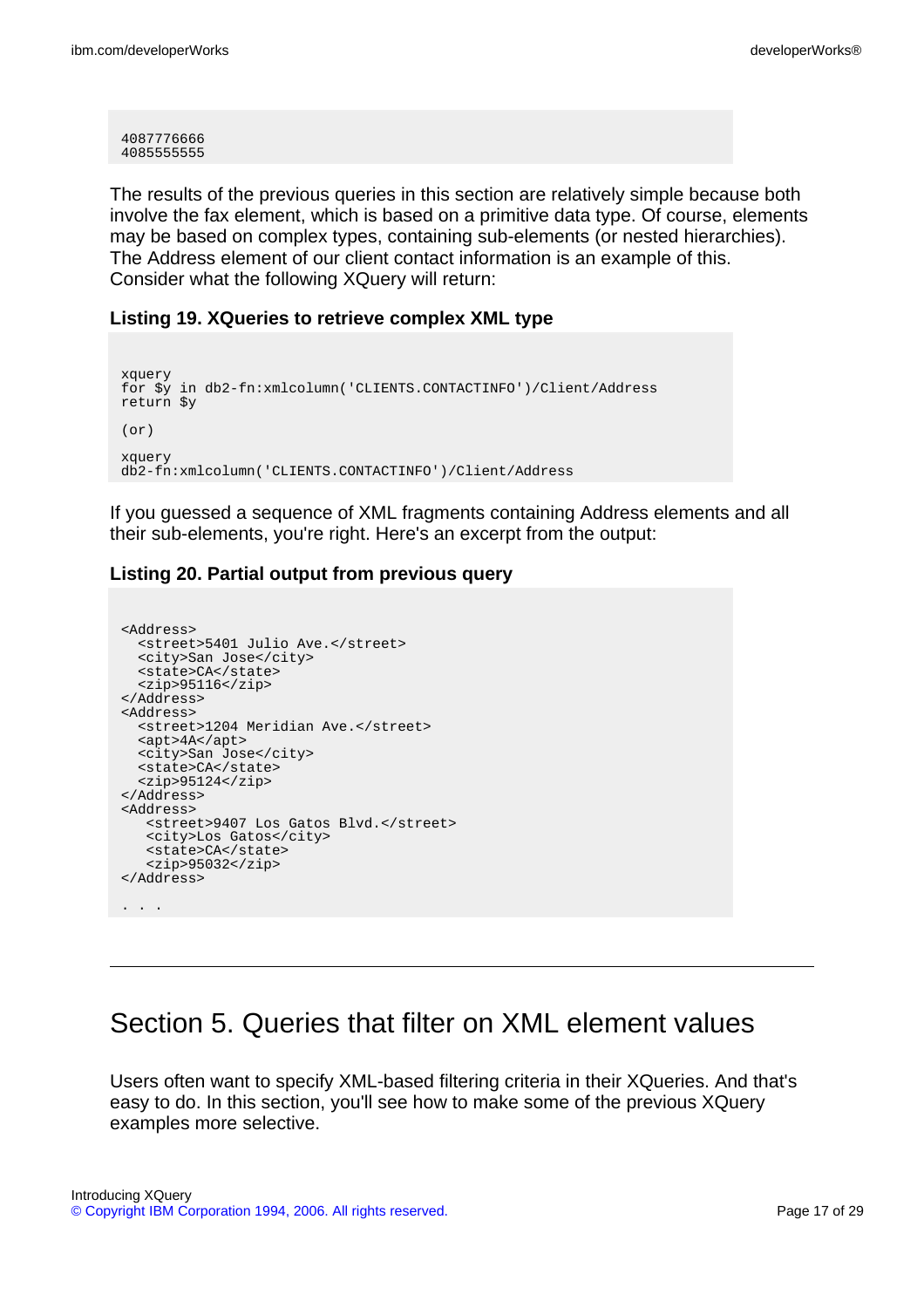```
4087776666
4085555555
```

The results of the previous queries in this section are relatively simple because both involve the fax element, which is based on a primitive data type. Of course, elements may be based on complex types, containing sub-elements (or nested hierarchies). The Address element of our client contact information is an example of this. Consider what the following XQuery will return:

**Listing 19. XQueries to retrieve complex XML type**

```
xquery
for $y in db2-fn:xmlcolumn('CLIENTS.CONTACTINFO')/Client/Address
return $y

(or)

xquery
db2-fn:xmlcolumn('CLIENTS.CONTACTINFO')/Client/Address
```

If you guessed a sequence of XML fragments containing Address elements and all their sub-elements, you're right. Here's an excerpt from the output:

**Listing 20. Partial output from previous query**

```
<Address>
  <street>5401 Julio Ave.</street>
  <city>San Jose</city>
  <state>CA</state>
  <zip>95116</zip>
</Address>
<Address>
  <street>1204 Meridian Ave.</street>
  <apt>4A</apt>
  <city>San Jose</city>
  <state>CA</state>
  <zip>95124</zip>
</Address>
<Address>
   <street>9407 Los Gatos Blvd.</street>
   <city>Los Gatos</city>
   <state>CA</state>
   <zip>95032</zip>
</Address>

. . .
```

---

# Section 5. Queries that filter on XML element values

Users often want to specify XML-based filtering criteria in their XQueries. And that's easy to do. In this section, you'll see how to make some of the previous XQuery examples more selective.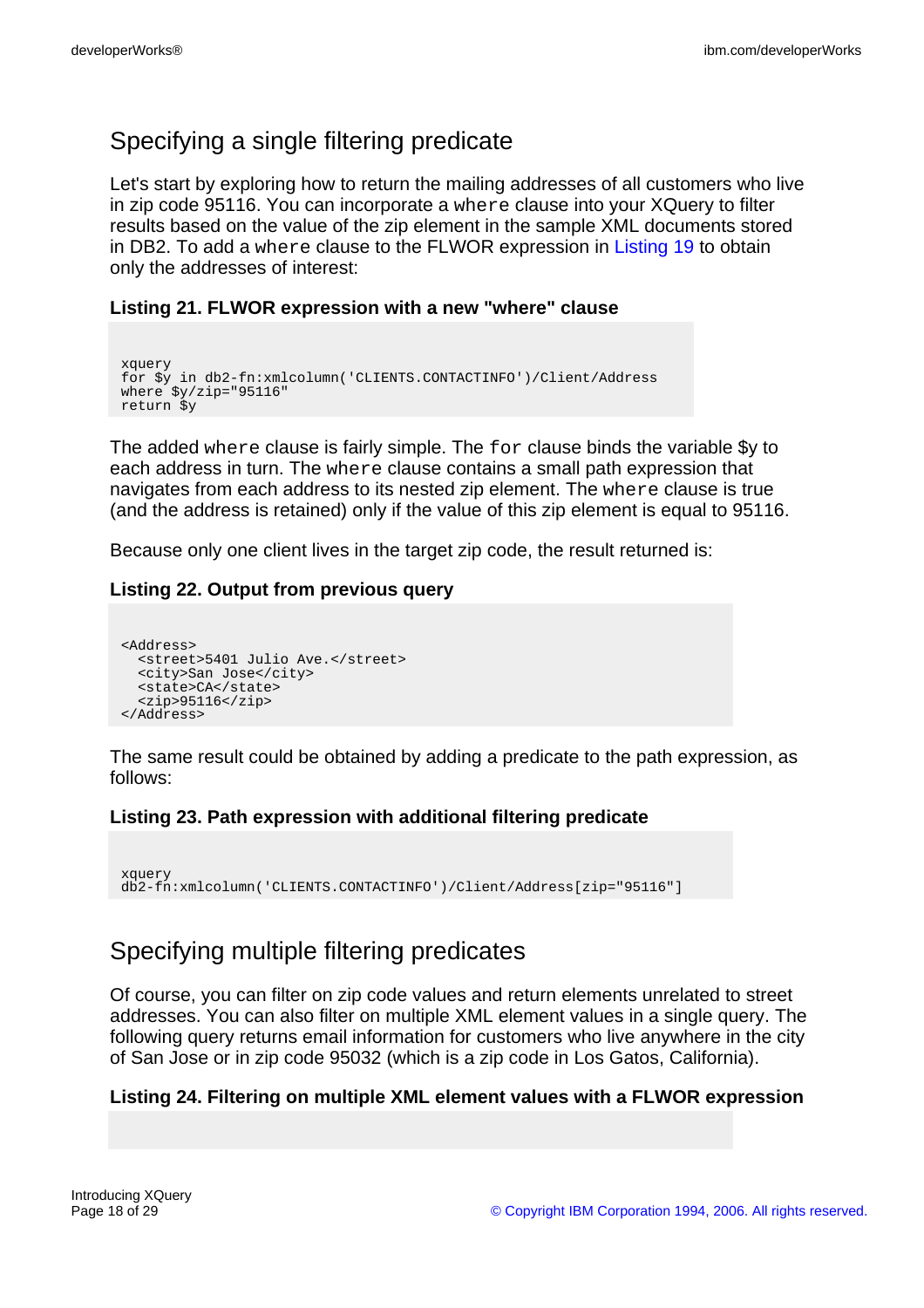## Specifying a single filtering predicate

Let's start by exploring how to return the mailing addresses of all customers who live in zip code 95116. You can incorporate a `where` clause into your XQuery to filter results based on the value of the zip element in the sample XML documents stored in DB2. To add a `where` clause to the FLWOR expression in Listing 19 to obtain only the addresses of interest:

**Listing 21. FLWOR expression with a new "where" clause**

```
xquery
for $y in db2-fn:xmlcolumn('CLIENTS.CONTACTINFO')/Client/Address
where $y/zip="95116"
return $y
```

The added `where` clause is fairly simple. The `for` clause binds the variable $y to each address in turn. The `where` clause contains a small path expression that navigates from each address to its nested zip element. The `where` clause is true (and the address is retained) only if the value of this zip element is equal to 95116.

Because only one client lives in the target zip code, the result returned is:

**Listing 22. Output from previous query**

```
<Address>
  <street>5401 Julio Ave.</street>
  <city>San Jose</city>
  <state>CA</state>
  <zip>95116</zip>
</Address>
```

The same result could be obtained by adding a predicate to the path expression, as follows:

**Listing 23. Path expression with additional filtering predicate**

```
xquery
db2-fn:xmlcolumn('CLIENTS.CONTACTINFO')/Client/Address[zip="95116"]
```

## Specifying multiple filtering predicates

Of course, you can filter on zip code values and return elements unrelated to street addresses. You can also filter on multiple XML element values in a single query. The following query returns email information for customers who live anywhere in the city of San Jose or in zip code 95032 (which is a zip code in Los Gatos, California).

**Listing 24. Filtering on multiple XML element values with a FLWOR expression**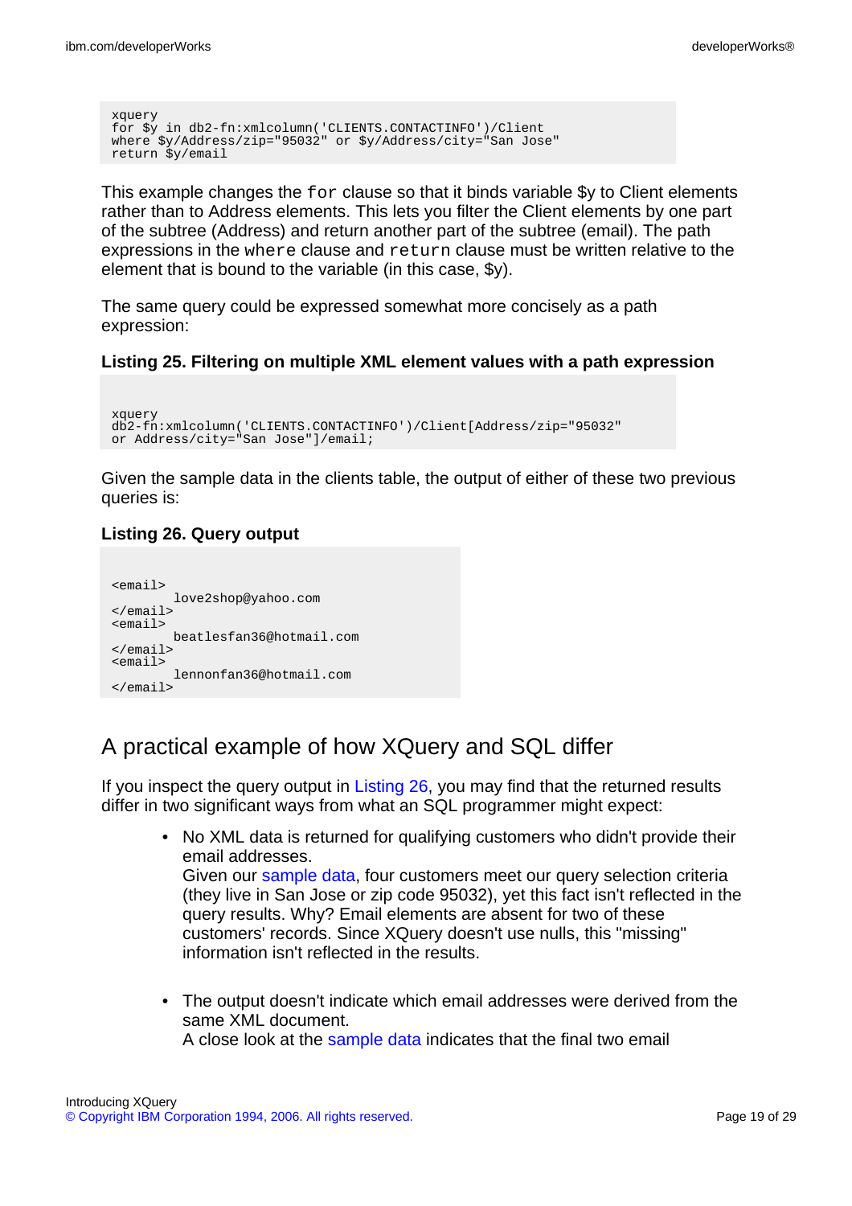```
xquery
for $y in db2-fn:xmlcolumn('CLIENTS.CONTACTINFO')/Client
where $y/Address/zip="95032" or $y/Address/city="San Jose"
return $y/email
```

This example changes the `for` clause so that it binds variable $y to Client elements rather than to Address elements. This lets you filter the Client elements by one part of the subtree (Address) and return another part of the subtree (email). The path expressions in the `where` clause and `return` clause must be written relative to the element that is bound to the variable (in this case, $y).

The same query could be expressed somewhat more concisely as a path expression:

**Listing 25. Filtering on multiple XML element values with a path expression**

```
xquery
db2-fn:xmlcolumn('CLIENTS.CONTACTINFO')/Client[Address/zip="95032"
or Address/city="San Jose"]/email;
```

Given the sample data in the clients table, the output of either of these two previous queries is:

**Listing 26. Query output**

```
<email>
        love2shop@yahoo.com
</email>
<email>
        beatlesfan36@hotmail.com
</email>
<email>
        lennonfan36@hotmail.com
</email>
```

## A practical example of how XQuery and SQL differ

If you inspect the query output in Listing 26, you may find that the returned results differ in two significant ways from what an SQL programmer might expect:

- No XML data is returned for qualifying customers who didn't provide their email addresses.
  Given our sample data, four customers meet our query selection criteria (they live in San Jose or zip code 95032), yet this fact isn't reflected in the query results. Why? Email elements are absent for two of these customers' records. Since XQuery doesn't use nulls, this "missing" information isn't reflected in the results.

- The output doesn't indicate which email addresses were derived from the same XML document.
  A close look at the sample data indicates that the final two email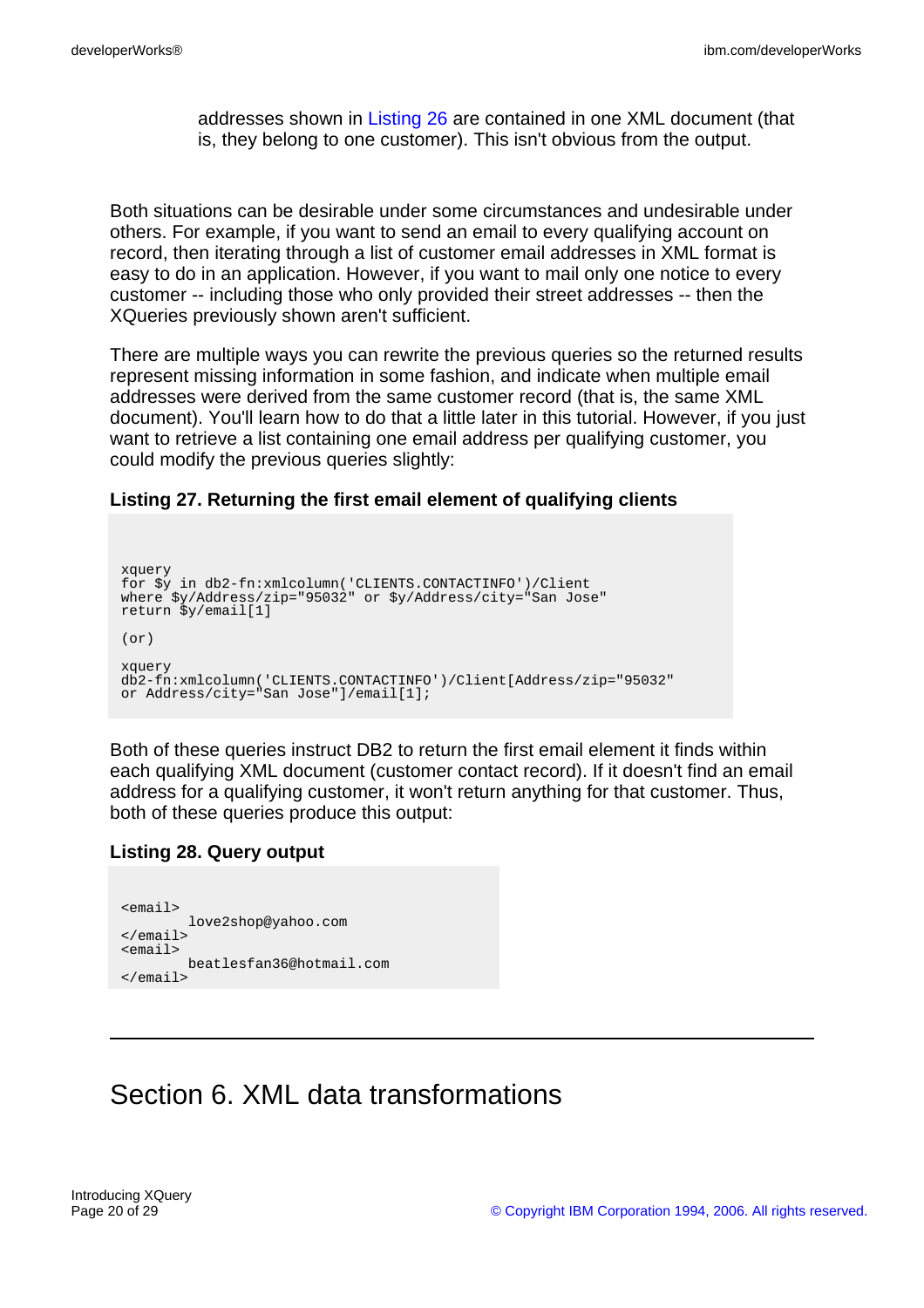addresses shown in Listing 26 are contained in one XML document (that is, they belong to one customer). This isn't obvious from the output.

Both situations can be desirable under some circumstances and undesirable under others. For example, if you want to send an email to every qualifying account on record, then iterating through a list of customer email addresses in XML format is easy to do in an application. However, if you want to mail only one notice to every customer -- including those who only provided their street addresses -- then the XQueries previously shown aren't sufficient.

There are multiple ways you can rewrite the previous queries so the returned results represent missing information in some fashion, and indicate when multiple email addresses were derived from the same customer record (that is, the same XML document). You'll learn how to do that a little later in this tutorial. However, if you just want to retrieve a list containing one email address per qualifying customer, you could modify the previous queries slightly:

**Listing 27. Returning the first email element of qualifying clients**

```
xquery
for $y in db2-fn:xmlcolumn('CLIENTS.CONTACTINFO')/Client
where $y/Address/zip="95032" or $y/Address/city="San Jose"
return $y/email[1]

(or)

xquery
db2-fn:xmlcolumn('CLIENTS.CONTACTINFO')/Client[Address/zip="95032"
or Address/city="San Jose"]/email[1];
```

Both of these queries instruct DB2 to return the first email element it finds within each qualifying XML document (customer contact record). If it doesn't find an email address for a qualifying customer, it won't return anything for that customer. Thus, both of these queries produce this output:

**Listing 28. Query output**

```
<email>
        love2shop@yahoo.com
</email>
<email>
        beatlesfan36@hotmail.com
</email>
```

# Section 6. XML data transformations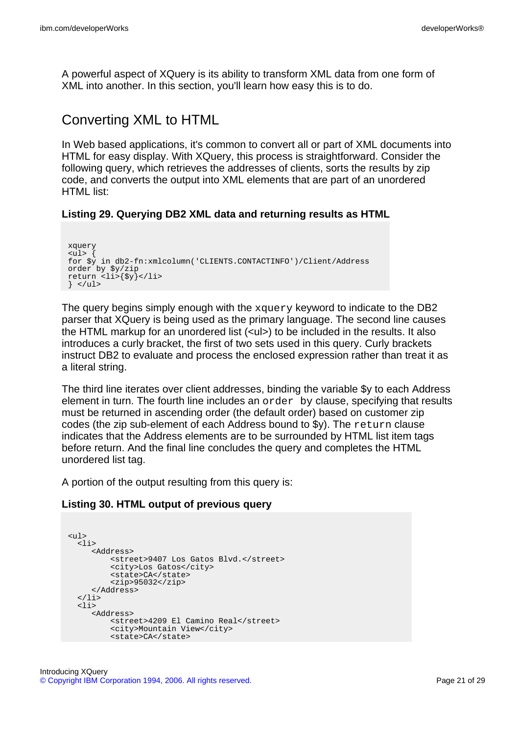A powerful aspect of XQuery is its ability to transform XML data from one form of XML into another. In this section, you'll learn how easy this is to do.

## Converting XML to HTML

In Web based applications, it's common to convert all or part of XML documents into HTML for easy display. With XQuery, this process is straightforward. Consider the following query, which retrieves the addresses of clients, sorts the results by zip code, and converts the output into XML elements that are part of an unordered HTML list:

**Listing 29. Querying DB2 XML data and returning results as HTML**

```
xquery
<ul> {
for $y in db2-fn:xmlcolumn('CLIENTS.CONTACTINFO')/Client/Address
order by $y/zip
return <li>{$y}</li>
} </ul>
```

The query begins simply enough with the `xquery` keyword to indicate to the DB2 parser that XQuery is being used as the primary language. The second line causes the HTML markup for an unordered list (<ul>) to be included in the results. It also introduces a curly bracket, the first of two sets used in this query. Curly brackets instruct DB2 to evaluate and process the enclosed expression rather than treat it as a literal string.

The third line iterates over client addresses, binding the variable $y to each Address element in turn. The fourth line includes an `order by` clause, specifying that results must be returned in ascending order (the default order) based on customer zip codes (the zip sub-element of each Address bound to $y). The `return` clause indicates that the Address elements are to be surrounded by HTML list item tags before return. And the final line concludes the query and completes the HTML unordered list tag.

A portion of the output resulting from this query is:

**Listing 30. HTML output of previous query**

```
<ul>
  <li>
     <Address>
         <street>9407 Los Gatos Blvd.</street>
         <city>Los Gatos</city>
         <state>CA</state>
         <zip>95032</zip>
     </Address>
  </li>
  <li>
     <Address>
         <street>4209 El Camino Real</street>
         <city>Mountain View</city>
         <state>CA</state>
```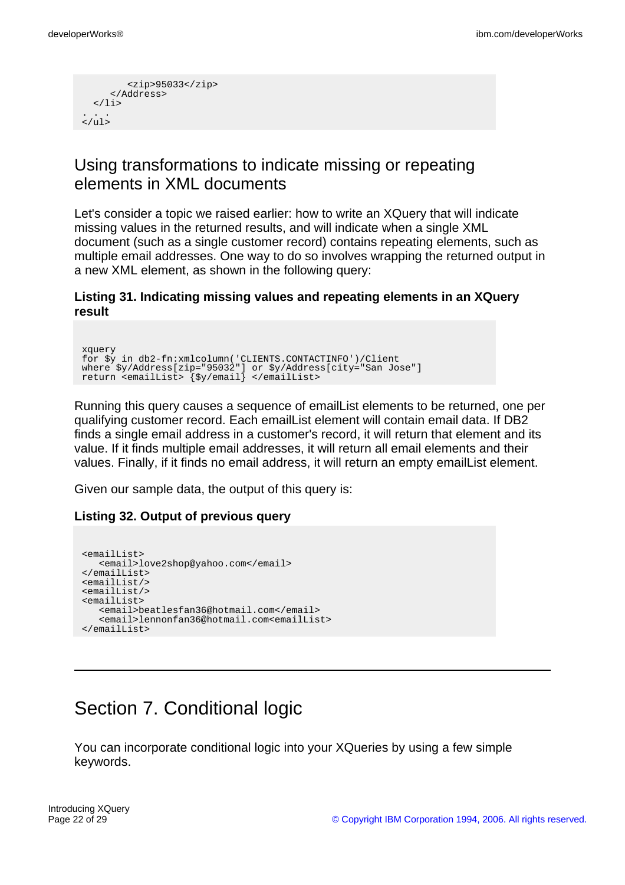```
        <zip>95033</zip>
      </Address>
   </li>
. . .
</ul>
```

## Using transformations to indicate missing or repeating elements in XML documents

Let's consider a topic we raised earlier: how to write an XQuery that will indicate missing values in the returned results, and will indicate when a single XML document (such as a single customer record) contains repeating elements, such as multiple email addresses. One way to do so involves wrapping the returned output in a new XML element, as shown in the following query:

**Listing 31. Indicating missing values and repeating elements in an XQuery result**

```
xquery
for $y in db2-fn:xmlcolumn('CLIENTS.CONTACTINFO')/Client
where $y/Address[zip="95032"] or $y/Address[city="San Jose"]
return <emailList> {$y/email} </emailList>
```

Running this query causes a sequence of emailList elements to be returned, one per qualifying customer record. Each emailList element will contain email data. If DB2 finds a single email address in a customer's record, it will return that element and its value. If it finds multiple email addresses, it will return all email elements and their values. Finally, if it finds no email address, it will return an empty emailList element.

Given our sample data, the output of this query is:

**Listing 32. Output of previous query**

```
<emailList>
   <email>love2shop@yahoo.com</email>
</emailList>
<emailList/>
<emailList/>
<emailList>
   <email>beatlesfan36@hotmail.com</email>
   <email>lennonfan36@hotmail.com<emailList>
</emailList>
```

# Section 7. Conditional logic

You can incorporate conditional logic into your XQueries by using a few simple keywords.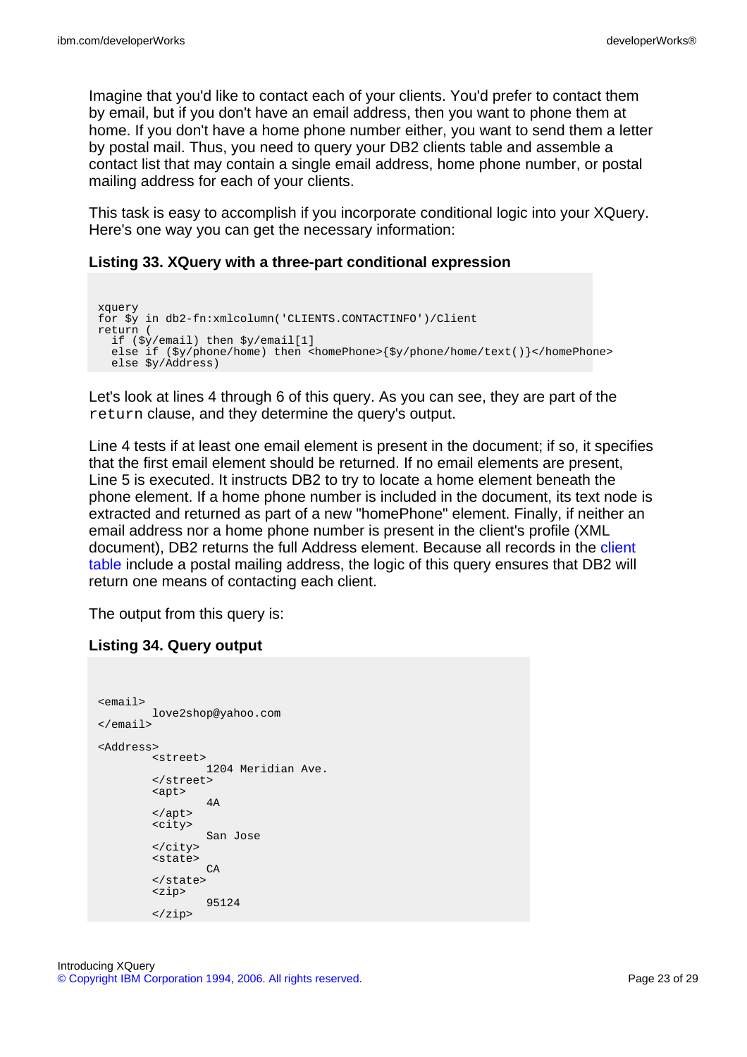Imagine that you'd like to contact each of your clients. You'd prefer to contact them by email, but if you don't have an email address, then you want to phone them at home. If you don't have a home phone number either, you want to send them a letter by postal mail. Thus, you need to query your DB2 clients table and assemble a contact list that may contain a single email address, home phone number, or postal mailing address for each of your clients.

This task is easy to accomplish if you incorporate conditional logic into your XQuery. Here's one way you can get the necessary information:

**Listing 33. XQuery with a three-part conditional expression**

```
xquery
for $y in db2-fn:xmlcolumn('CLIENTS.CONTACTINFO')/Client
return (
  if ($y/email) then $y/email[1]
  else if ($y/phone/home) then <homePhone>{$y/phone/home/text()}</homePhone>
  else $y/Address)
```

Let's look at lines 4 through 6 of this query. As you can see, they are part of the `return` clause, and they determine the query's output.

Line 4 tests if at least one email element is present in the document; if so, it specifies that the first email element should be returned. If no email elements are present, Line 5 is executed. It instructs DB2 to try to locate a home element beneath the phone element. If a home phone number is included in the document, its text node is extracted and returned as part of a new "homePhone" element. Finally, if neither an email address nor a home phone number is present in the client's profile (XML document), DB2 returns the full Address element. Because all records in the client table include a postal mailing address, the logic of this query ensures that DB2 will return one means of contacting each client.

The output from this query is:

**Listing 34. Query output**

```
<email>
        love2shop@yahoo.com
</email>

<Address>
        <street>
                1204 Meridian Ave.
        </street>
        <apt>
                4A
        </apt>
        <city>
                San Jose
        </city>
        <state>
                CA
        </state>
        <zip>
                95124
        </zip>
```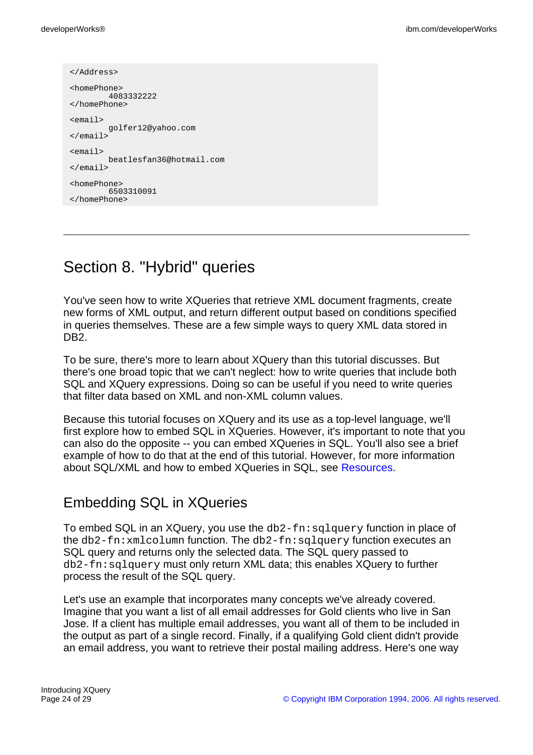```
</Address>

<homePhone>
        4083332222
</homePhone>

<email>
        golfer12@yahoo.com
</email>

<email>
        beatlesfan36@hotmail.com
</email>

<homePhone>
        6503310091
</homePhone>
```

---

# Section 8. "Hybrid" queries

You've seen how to write XQueries that retrieve XML document fragments, create new forms of XML output, and return different output based on conditions specified in queries themselves. These are a few simple ways to query XML data stored in DB2.

To be sure, there's more to learn about XQuery than this tutorial discusses. But there's one broad topic that we can't neglect: how to write queries that include both SQL and XQuery expressions. Doing so can be useful if you need to write queries that filter data based on XML and non-XML column values.

Because this tutorial focuses on XQuery and its use as a top-level language, we'll first explore how to embed SQL in XQueries. However, it's important to note that you can also do the opposite -- you can embed XQueries in SQL. You'll also see a brief example of how to do that at the end of this tutorial. However, for more information about SQL/XML and how to embed XQueries in SQL, see Resources.

## Embedding SQL in XQueries

To embed SQL in an XQuery, you use the `db2-fn:sqlquery` function in place of the `db2-fn:xmlcolumn` function. The `db2-fn:sqlquery` function executes an SQL query and returns only the selected data. The SQL query passed to `db2-fn:sqlquery` must only return XML data; this enables XQuery to further process the result of the SQL query.

Let's use an example that incorporates many concepts we've already covered. Imagine that you want a list of all email addresses for Gold clients who live in San Jose. If a client has multiple email addresses, you want all of them to be included in the output as part of a single record. Finally, if a qualifying Gold client didn't provide an email address, you want to retrieve their postal mailing address. Here's one way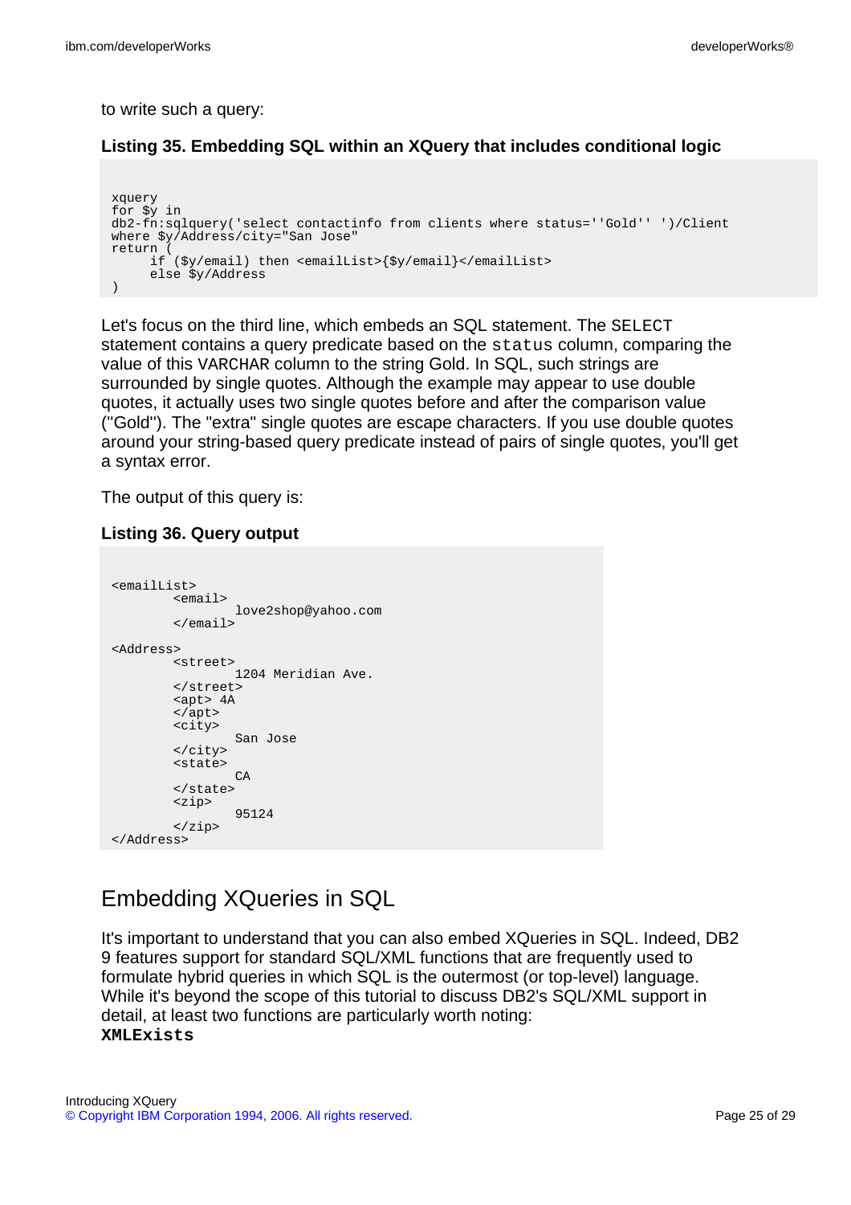to write such a query:

**Listing 35. Embedding SQL within an XQuery that includes conditional logic**

```
xquery
for $y in
db2-fn:sqlquery('select contactinfo from clients where status=''Gold'' ')/Client
where $y/Address/city="San Jose"
return (
     if ($y/email) then <emailList>{$y/email}</emailList>
     else $y/Address
)
```

Let's focus on the third line, which embeds an SQL statement. The `SELECT` statement contains a query predicate based on the `status` column, comparing the value of this `VARCHAR` column to the string Gold. In SQL, such strings are surrounded by single quotes. Although the example may appear to use double quotes, it actually uses two single quotes before and after the comparison value ("Gold"). The "extra" single quotes are escape characters. If you use double quotes around your string-based query predicate instead of pairs of single quotes, you'll get a syntax error.

The output of this query is:

**Listing 36. Query output**

```
<emailList>
        <email>
                love2shop@yahoo.com
        </email>

<Address>
        <street>
                1204 Meridian Ave.
        </street>
        <apt> 4A
        </apt>
        <city>
                San Jose
        </city>
        <state>
                CA
        </state>
        <zip>
                95124
        </zip>
</Address>
```

## Embedding XQueries in SQL

It's important to understand that you can also embed XQueries in SQL. Indeed, DB2 9 features support for standard SQL/XML functions that are frequently used to formulate hybrid queries in which SQL is the outermost (or top-level) language. While it's beyond the scope of this tutorial to discuss DB2's SQL/XML support in detail, at least two functions are particularly worth noting:

**XMLExists**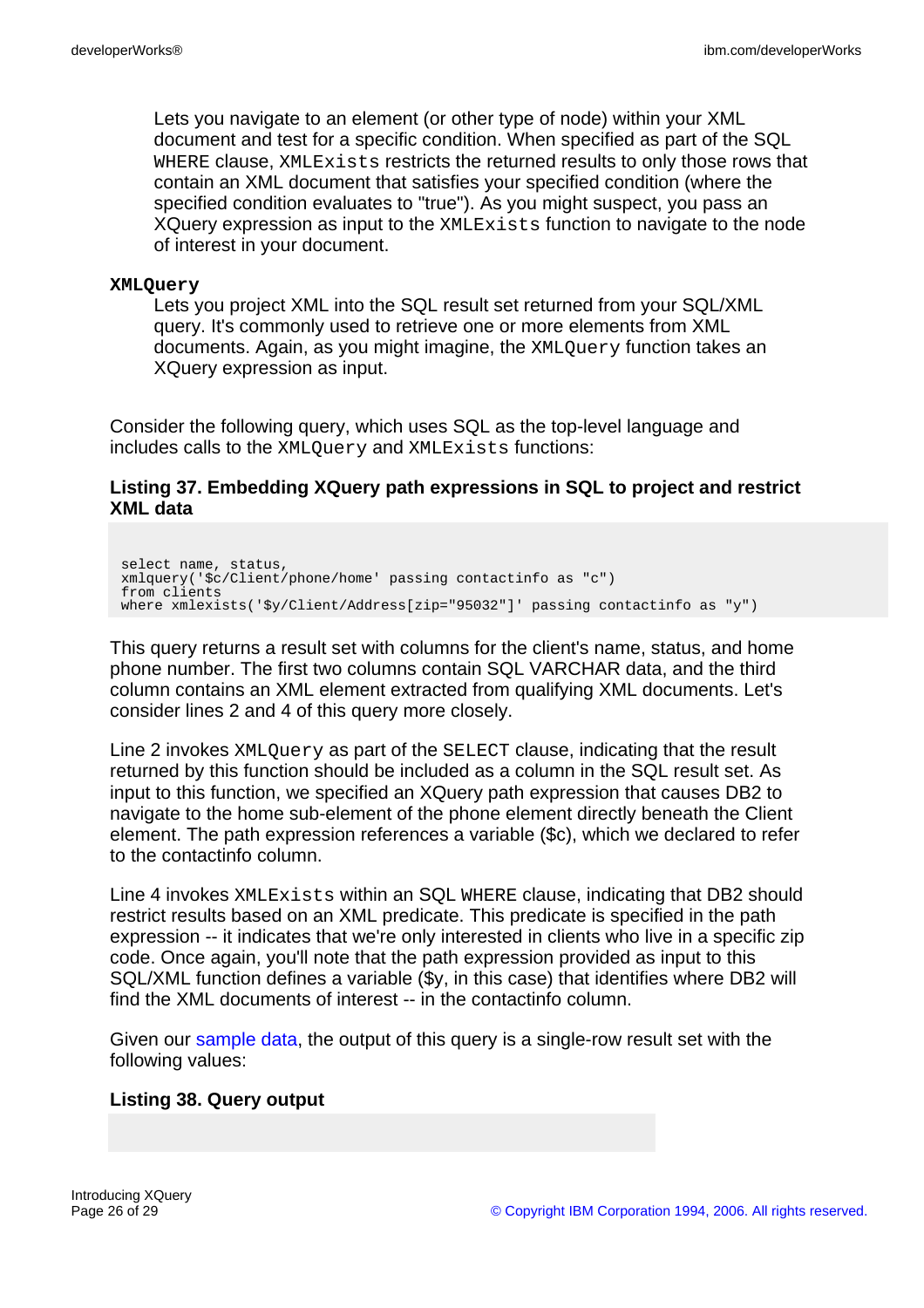Lets you navigate to an element (or other type of node) within your XML document and test for a specific condition. When specified as part of the SQL `WHERE` clause, `XMLExists` restricts the returned results to only those rows that contain an XML document that satisfies your specified condition (where the specified condition evaluates to "true"). As you might suspect, you pass an XQuery expression as input to the `XMLExists` function to navigate to the node of interest in your document.

**`XMLQuery`**

Lets you project XML into the SQL result set returned from your SQL/XML query. It's commonly used to retrieve one or more elements from XML documents. Again, as you might imagine, the `XMLQuery` function takes an XQuery expression as input.

Consider the following query, which uses SQL as the top-level language and includes calls to the `XMLQuery` and `XMLExists` functions:

**Listing 37. Embedding XQuery path expressions in SQL to project and restrict XML data**

```
select name, status,
xmlquery('$c/Client/phone/home' passing contactinfo as "c")
from clients
where xmlexists('$y/Client/Address[zip="95032"]' passing contactinfo as "y")
```

This query returns a result set with columns for the client's name, status, and home phone number. The first two columns contain SQL VARCHAR data, and the third column contains an XML element extracted from qualifying XML documents. Let's consider lines 2 and 4 of this query more closely.

Line 2 invokes `XMLQuery` as part of the `SELECT` clause, indicating that the result returned by this function should be included as a column in the SQL result set. As input to this function, we specified an XQuery path expression that causes DB2 to navigate to the home sub-element of the phone element directly beneath the Client element. The path expression references a variable ($c), which we declared to refer to the contactinfo column.

Line 4 invokes `XMLExists` within an SQL `WHERE` clause, indicating that DB2 should restrict results based on an XML predicate. This predicate is specified in the path expression -- it indicates that we're only interested in clients who live in a specific zip code. Once again, you'll note that the path expression provided as input to this SQL/XML function defines a variable ($y, in this case) that identifies where DB2 will find the XML documents of interest -- in the contactinfo column.

Given our sample data, the output of this query is a single-row result set with the following values:

**Listing 38. Query output**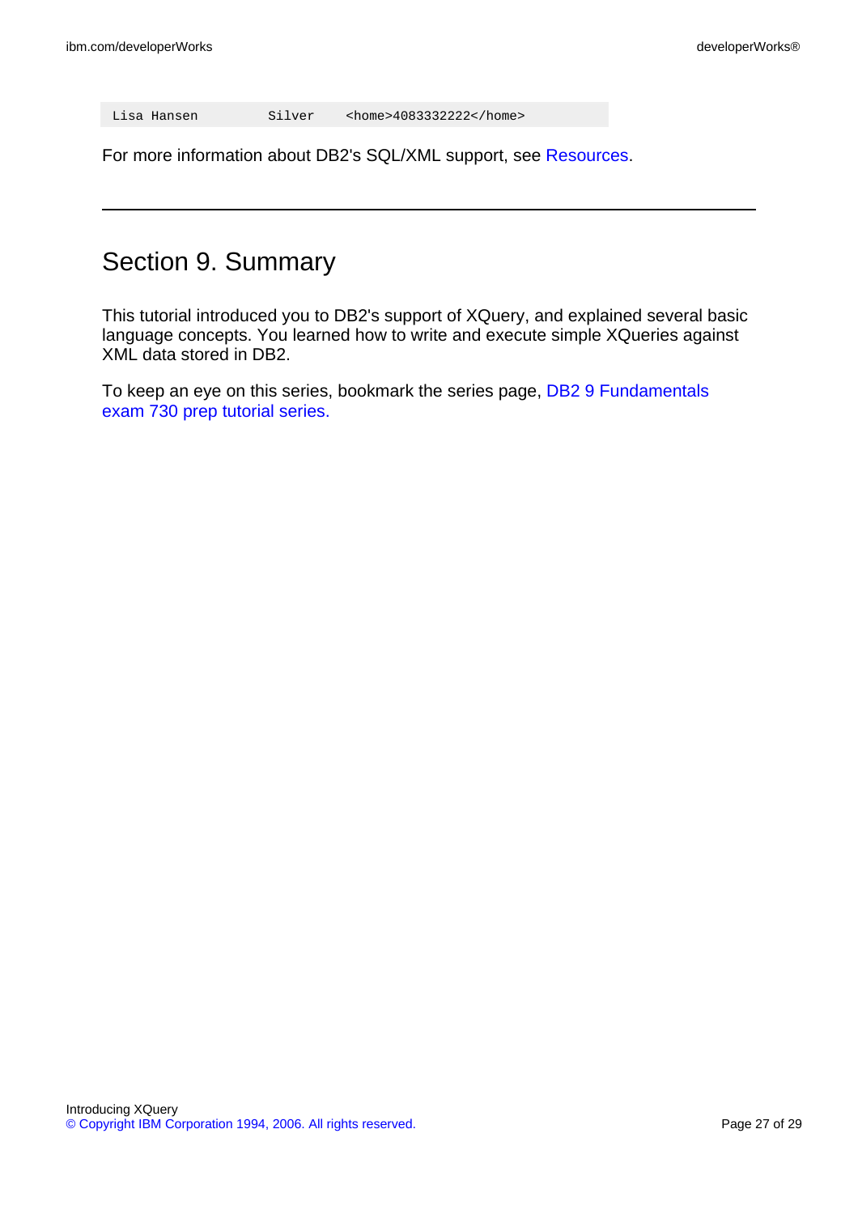```
Lisa Hansen         Silver     <home>4083332222</home>
```

For more information about DB2's SQL/XML support, see Resources.

## Section 9. Summary

This tutorial introduced you to DB2's support of XQuery, and explained several basic language concepts. You learned how to write and execute simple XQueries against XML data stored in DB2.

To keep an eye on this series, bookmark the series page, DB2 9 Fundamentals exam 730 prep tutorial series.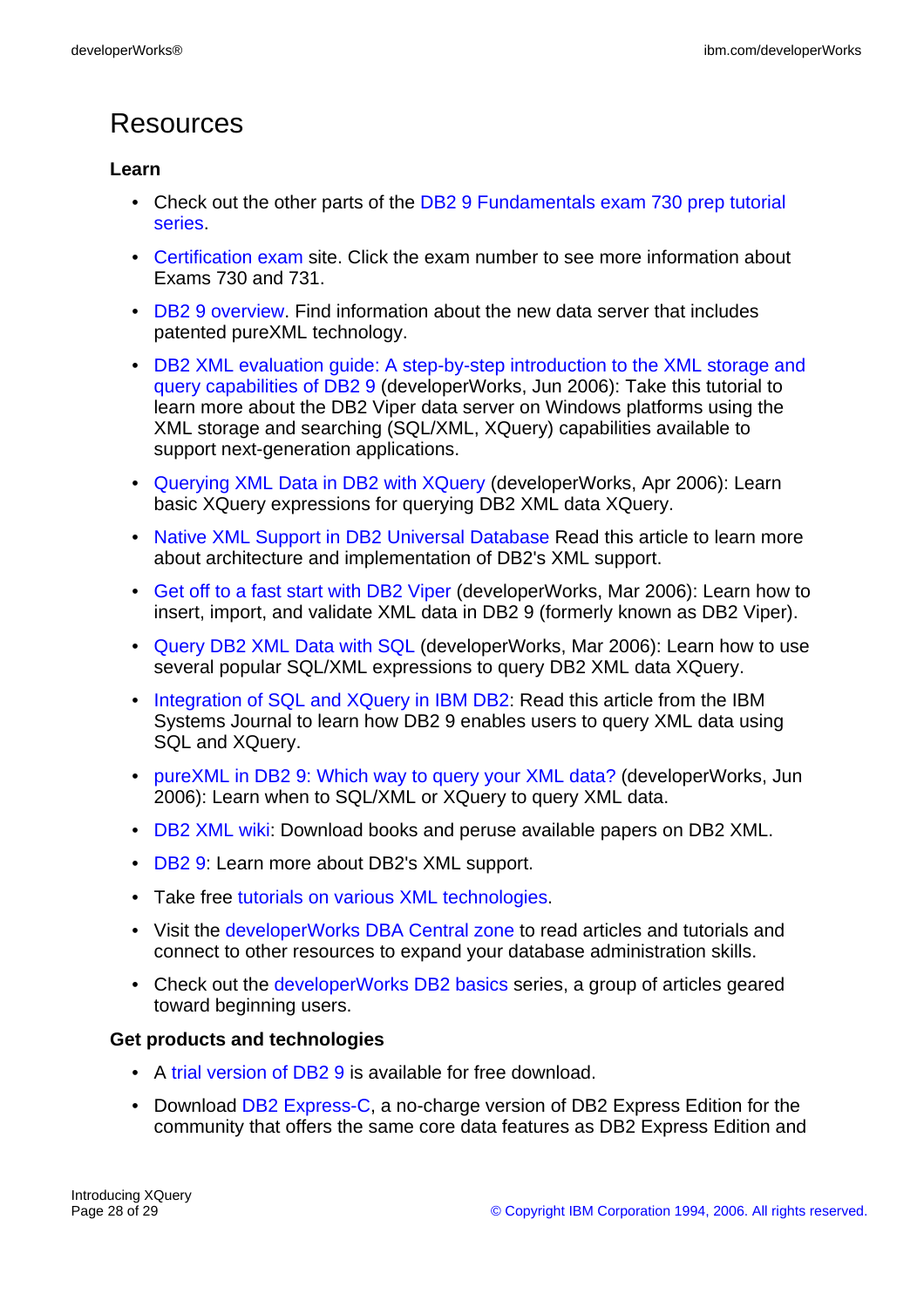# Resources

### Learn

- Check out the other parts of the DB2 9 Fundamentals exam 730 prep tutorial series.
- Certification exam site. Click the exam number to see more information about Exams 730 and 731.
- DB2 9 overview. Find information about the new data server that includes patented pureXML technology.
- DB2 XML evaluation guide: A step-by-step introduction to the XML storage and query capabilities of DB2 9 (developerWorks, Jun 2006): Take this tutorial to learn more about the DB2 Viper data server on Windows platforms using the XML storage and searching (SQL/XML, XQuery) capabilities available to support next-generation applications.
- Querying XML Data in DB2 with XQuery (developerWorks, Apr 2006): Learn basic XQuery expressions for querying DB2 XML data XQuery.
- Native XML Support in DB2 Universal Database Read this article to learn more about architecture and implementation of DB2's XML support.
- Get off to a fast start with DB2 Viper (developerWorks, Mar 2006): Learn how to insert, import, and validate XML data in DB2 9 (formerly known as DB2 Viper).
- Query DB2 XML Data with SQL (developerWorks, Mar 2006): Learn how to use several popular SQL/XML expressions to query DB2 XML data XQuery.
- Integration of SQL and XQuery in IBM DB2: Read this article from the IBM Systems Journal to learn how DB2 9 enables users to query XML data using SQL and XQuery.
- pureXML in DB2 9: Which way to query your XML data? (developerWorks, Jun 2006): Learn when to SQL/XML or XQuery to query XML data.
- DB2 XML wiki: Download books and peruse available papers on DB2 XML.
- DB2 9: Learn more about DB2's XML support.
- Take free tutorials on various XML technologies.
- Visit the developerWorks DBA Central zone to read articles and tutorials and connect to other resources to expand your database administration skills.
- Check out the developerWorks DB2 basics series, a group of articles geared toward beginning users.

### Get products and technologies

- A trial version of DB2 9 is available for free download.
- Download DB2 Express-C, a no-charge version of DB2 Express Edition for the community that offers the same core data features as DB2 Express Edition and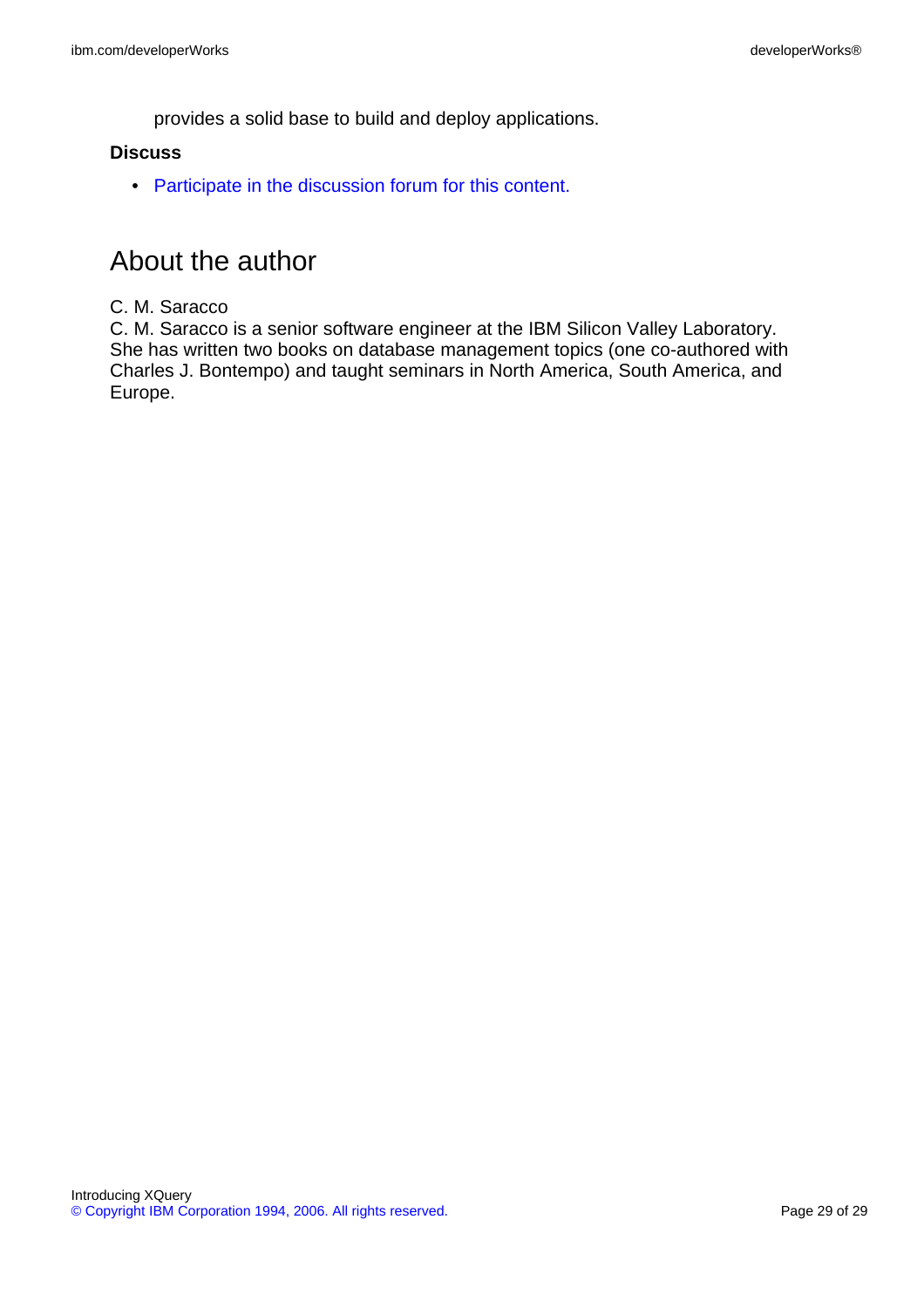provides a solid base to build and deploy applications.

**Discuss**

- Participate in the discussion forum for this content.

## About the author

C. M. Saracco

C. M. Saracco is a senior software engineer at the IBM Silicon Valley Laboratory. She has written two books on database management topics (one co-authored with Charles J. Bontempo) and taught seminars in North America, South America, and Europe.